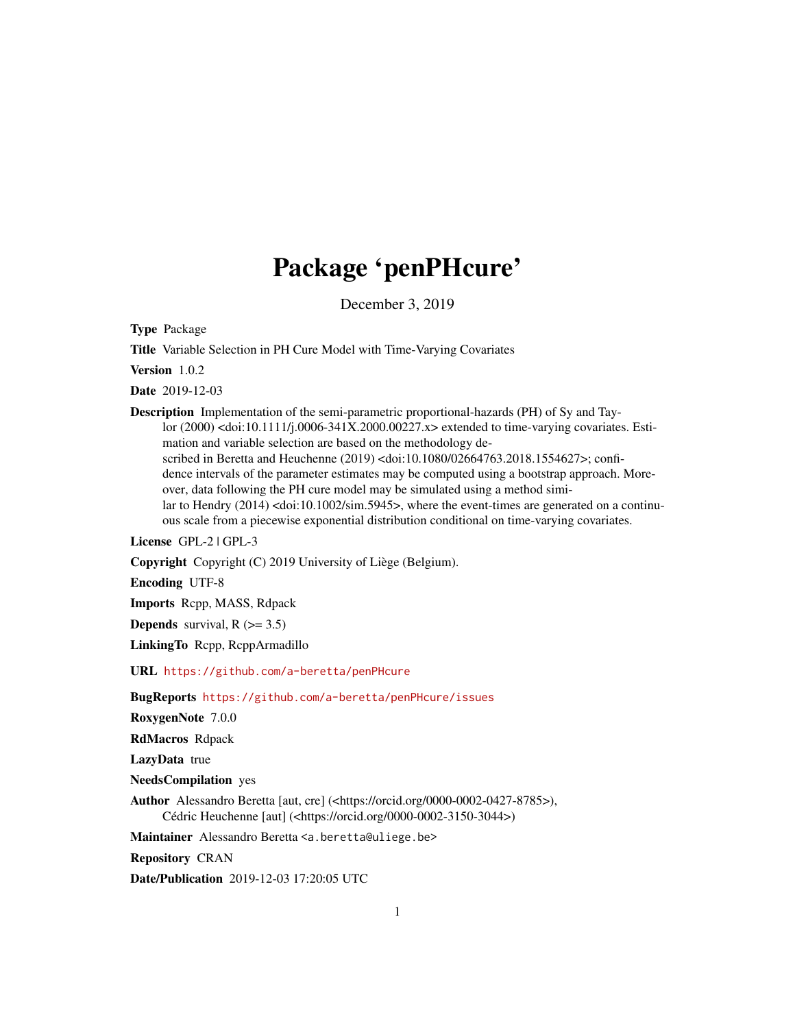# Package 'penPHcure'

December 3, 2019

**Type** Package

**Title** Variable Selection in PH Cure Model with Time-Varying Covariates

**Version** 1.0.2

**Date** 2019-12-03

**Description** Implementation of the semi-parametric proportional-hazards (PH) of Sy and Taylor (2000) <doi:10.1111/j.0006-341X.2000.00227.x> extended to time-varying covariates. Estimation and variable selection are based on the methodology described in Beretta and Heuchenne (2019) <doi:10.1080/02664763.2018.1554627>; confidence intervals of the parameter estimates may be computed using a bootstrap approach. Moreover, data following the PH cure model may be simulated using a method similar to Hendry (2014) <doi:10.1002/sim.5945>, where the event-times are generated on a continuous scale from a piecewise exponential distribution conditional on time-varying covariates.

**License** GPL-2 | GPL-3

**Copyright** Copyright (C) 2019 University of Liège (Belgium).

**Encoding** UTF-8

**Imports** Rcpp, MASS, Rdpack

**Depends** survival, R (>= 3.5)

**LinkingTo** Rcpp, RcppArmadillo

**URL** https://github.com/a-beretta/penPHcure

**BugReports** https://github.com/a-beretta/penPHcure/issues

**RoxygenNote** 7.0.0

**RdMacros** Rdpack

**LazyData** true

**NeedsCompilation** yes

**Author** Alessandro Beretta [aut, cre] (<https://orcid.org/0000-0002-0427-8785>), Cédric Heuchenne [aut] (<https://orcid.org/0000-0002-3150-3044>)

**Maintainer** Alessandro Beretta <a.beretta@uliege.be>

**Repository** CRAN

**Date/Publication** 2019-12-03 17:20:05 UTC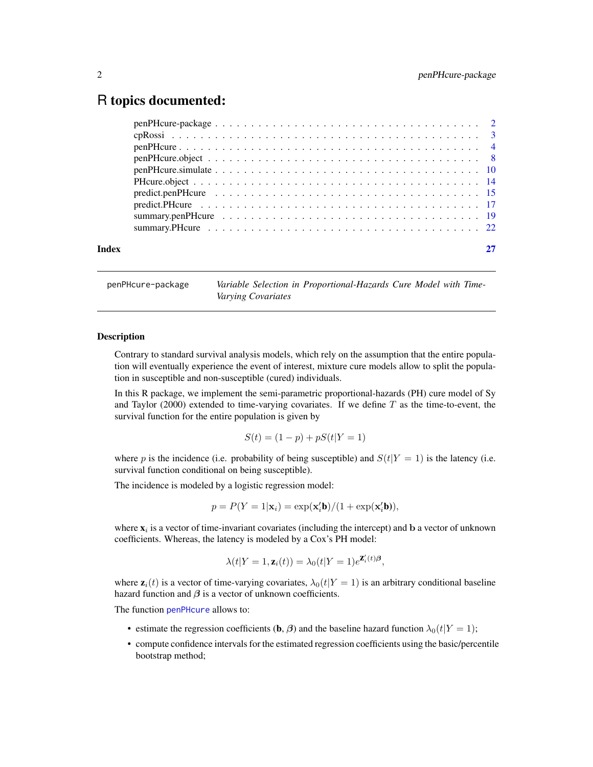# R topics documented:

| | |
|---|---|
| penPHcure-package | 2 |
| cpRossi | 3 |
| penPHcure | 4 |
| penPHcure.object | 8 |
| penPHcure.simulate | 10 |
| PHcure.object | 14 |
| predict.penPHcure | 15 |
| predict.PHcure | 17 |
| summary.penPHcure | 19 |
| summary.PHcure | 22 |
| **Index** | **27** |

---

penPHcure-package — *Variable Selection in Proportional-Hazards Cure Model with Time-Varying Covariates*

---

### Description

Contrary to standard survival analysis models, which rely on the assumption that the entire population will eventually experience the event of interest, mixture cure models allow to split the population in susceptible and non-susceptible (cured) individuals.

In this R package, we implement the semi-parametric proportional-hazards (PH) cure model of Sy and Taylor (2000) extended to time-varying covariates. If we define $T$ as the time-to-event, the survival function for the entire population is given by

$$S(t) = (1 - p) + pS(t|Y = 1)$$

where $p$ is the incidence (i.e. probability of being susceptible) and $S(t|Y = 1)$ is the latency (i.e. survival function conditional on being susceptible).

The incidence is modeled by a logistic regression model:

$$p = P(Y = 1|\mathbf{x}_i) = \exp(\mathbf{x}_i'\mathbf{b})/(1 + \exp(\mathbf{x}_i'\mathbf{b})),$$

where $\mathbf{x}_i$ is a vector of time-invariant covariates (including the intercept) and $\mathbf{b}$ a vector of unknown coefficients. Whereas, the latency is modeled by a Cox's PH model:

$$\lambda(t|Y = 1, \mathbf{z}_i(t)) = \lambda_0(t|Y = 1)e^{\mathbf{z}_i'(t)\boldsymbol{\beta}},$$

where $\mathbf{z}_i(t)$ is a vector of time-varying covariates, $\lambda_0(t|Y = 1)$ is an arbitrary conditional baseline hazard function and $\boldsymbol{\beta}$ is a vector of unknown coefficients.

The function penPHcure allows to:

- estimate the regression coefficients ($\mathbf{b}$, $\boldsymbol{\beta}$) and the baseline hazard function $\lambda_0(t|Y = 1)$;
- compute confidence intervals for the estimated regression coefficients using the basic/percentile bootstrap method;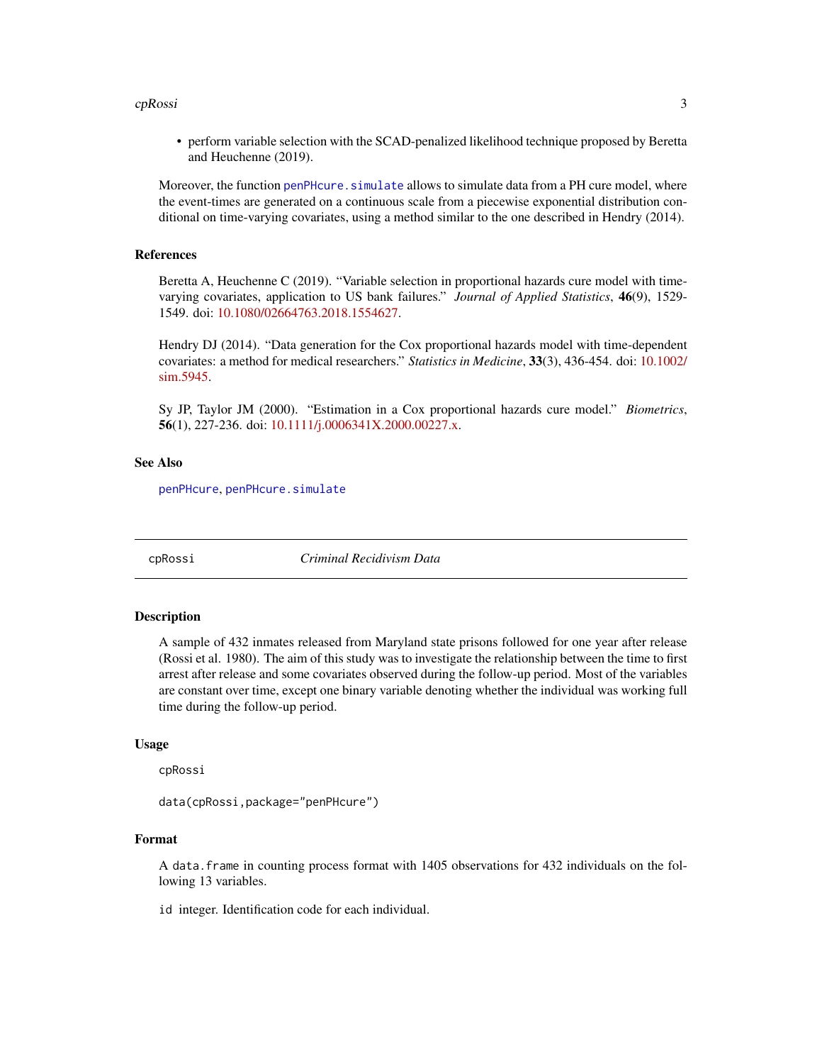- perform variable selection with the SCAD-penalized likelihood technique proposed by Beretta and Heuchenne (2019).

Moreover, the function `penPHcure.simulate` allows to simulate data from a PH cure model, where the event-times are generated on a continuous scale from a piecewise exponential distribution conditional on time-varying covariates, using a method similar to the one described in Hendry (2014).

### References

Beretta A, Heuchenne C (2019). "Variable selection in proportional hazards cure model with time-varying covariates, application to US bank failures." *Journal of Applied Statistics*, **46**(9), 1529-1549. doi: 10.1080/02664763.2018.1554627.

Hendry DJ (2014). "Data generation for the Cox proportional hazards model with time-dependent covariates: a method for medical researchers." *Statistics in Medicine*, **33**(3), 436-454. doi: 10.1002/sim.5945.

Sy JP, Taylor JM (2000). "Estimation in a Cox proportional hazards cure model." *Biometrics*, **56**(1), 227-236. doi: 10.1111/j.0006341X.2000.00227.x.

### See Also

`penPHcure`, `penPHcure.simulate`

---

## cpRossi — *Criminal Recidivism Data*

---

### Description

A sample of 432 inmates released from Maryland state prisons followed for one year after release (Rossi et al. 1980). The aim of this study was to investigate the relationship between the time to first arrest after release and some covariates observed during the follow-up period. Most of the variables are constant over time, except one binary variable denoting whether the individual was working full time during the follow-up period.

### Usage

```
cpRossi

data(cpRossi,package="penPHcure")
```

### Format

A `data.frame` in counting process format with 1405 observations for 432 individuals on the following 13 variables.

`id` integer. Identification code for each individual.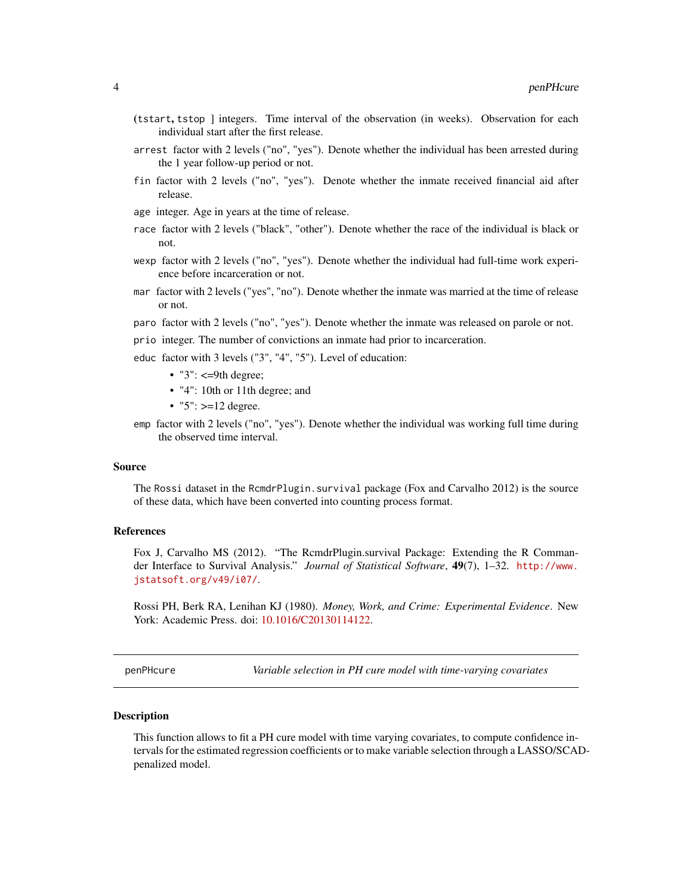(tstart, tstop ] integers. Time interval of the observation (in weeks). Observation for each individual start after the first release.

arrest factor with 2 levels ("no", "yes"). Denote whether the individual has been arrested during the 1 year follow-up period or not.

fin factor with 2 levels ("no", "yes"). Denote whether the inmate received financial aid after release.

age integer. Age in years at the time of release.

race factor with 2 levels ("black", "other"). Denote whether the race of the individual is black or not.

wexp factor with 2 levels ("no", "yes"). Denote whether the individual had full-time work experience before incarceration or not.

mar factor with 2 levels ("yes", "no"). Denote whether the inmate was married at the time of release or not.

paro factor with 2 levels ("no", "yes"). Denote whether the inmate was released on parole or not.

prio integer. The number of convictions an inmate had prior to incarceration.

educ factor with 3 levels ("3", "4", "5"). Level of education:

- "3": <=9th degree;
- "4": 10th or 11th degree; and
- "5": >=12 degree.

emp factor with 2 levels ("no", "yes"). Denote whether the individual was working full time during the observed time interval.

### Source

The Rossi dataset in the RcmdrPlugin.survival package (Fox and Carvalho 2012) is the source of these data, which have been converted into counting process format.

### References

Fox J, Carvalho MS (2012). "The RcmdrPlugin.survival Package: Extending the R Commander Interface to Survival Analysis." *Journal of Statistical Software*, **49**(7), 1–32. http://www.jstatsoft.org/v49/i07/.

Rossi PH, Berk RA, Lenihan KJ (1980). *Money, Work, and Crime: Experimental Evidence*. New York: Academic Press. doi: 10.1016/C20130114122.

---

## penPHcure — *Variable selection in PH cure model with time-varying covariates*

---

### Description

This function allows to fit a PH cure model with time varying covariates, to compute confidence intervals for the estimated regression coefficients or to make variable selection through a LASSO/SCAD-penalized model.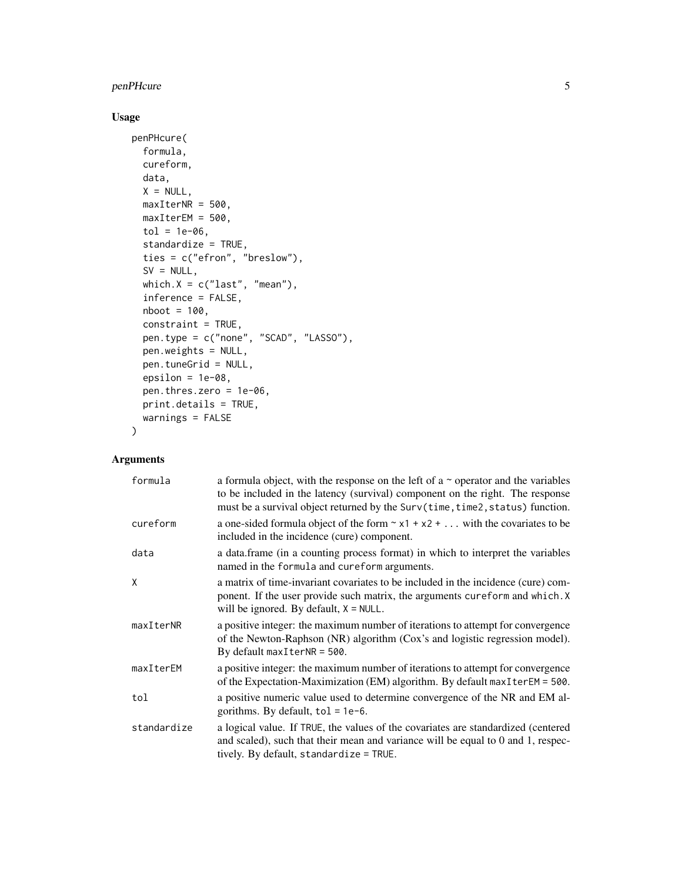## Usage

```
penPHcure(
  formula,
  cureform,
  data,
  X = NULL,
  maxIterNR = 500,
  maxIterEM = 500,
  tol = 1e-06,
  standardize = TRUE,
  ties = c("efron", "breslow"),
  SV = NULL,
  which.X = c("last", "mean"),
  inference = FALSE,
  nboot = 100,
  constraint = TRUE,
  pen.type = c("none", "SCAD", "LASSO"),
  pen.weights = NULL,
  pen.tuneGrid = NULL,
  epsilon = 1e-08,
  pen.thres.zero = 1e-06,
  print.details = TRUE,
  warnings = FALSE
)
```

## Arguments

| | |
|---|---|
| `formula` | a formula object, with the response on the left of a ~ operator and the variables to be included in the latency (survival) component on the right. The response must be a survival object returned by the `Surv(time,time2,status)` function. |
| `cureform` | a one-sided formula object of the form `~ x1 + x2 + ...` with the covariates to be included in the incidence (cure) component. |
| `data` | a data.frame (in a counting process format) in which to interpret the variables named in the `formula` and `cureform` arguments. |
| `X` | a matrix of time-invariant covariates to be included in the incidence (cure) component. If the user provide such matrix, the arguments `cureform` and `which.X` will be ignored. By default, `X = NULL`. |
| `maxIterNR` | a positive integer: the maximum number of iterations to attempt for convergence of the Newton-Raphson (NR) algorithm (Cox's and logistic regression model). By default `maxIterNR = 500`. |
| `maxIterEM` | a positive integer: the maximum number of iterations to attempt for convergence of the Expectation-Maximization (EM) algorithm. By default `maxIterEM = 500`. |
| `tol` | a positive numeric value used to determine convergence of the NR and EM algorithms. By default, `tol = 1e-6`. |
| `standardize` | a logical value. If `TRUE`, the values of the covariates are standardized (centered and scaled), such that their mean and variance will be equal to 0 and 1, respectively. By default, `standardize = TRUE`. |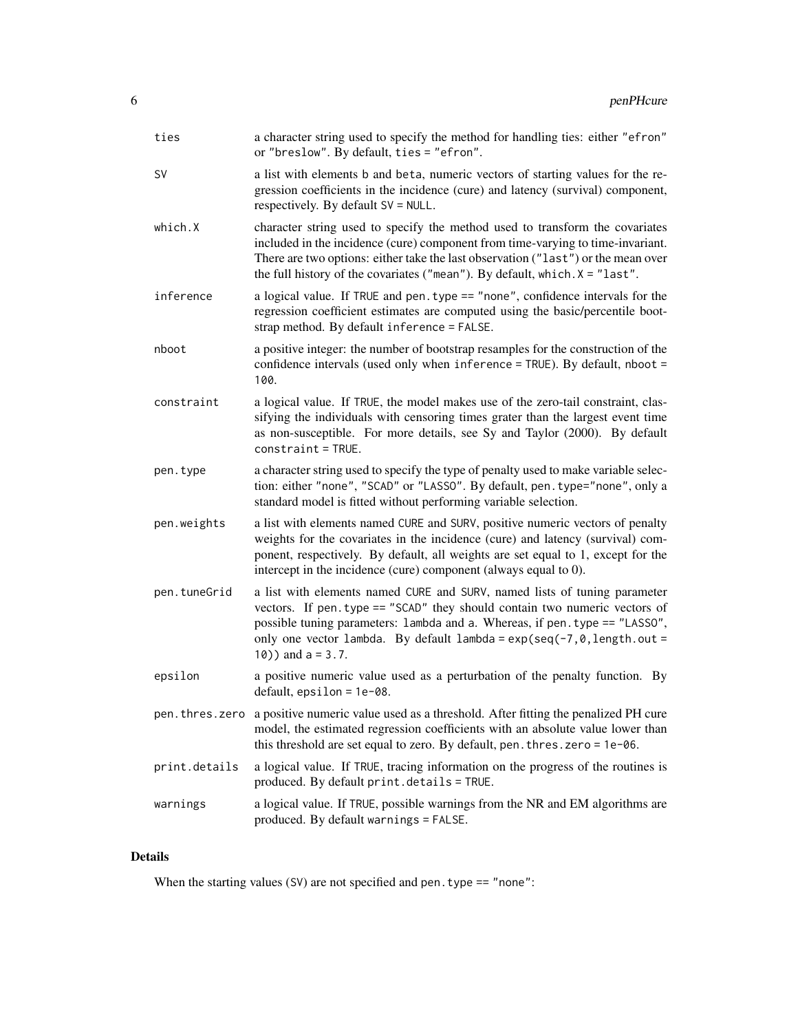| | |
|---|---|
| ties | a character string used to specify the method for handling ties: either "efron" or "breslow". By default, ties = "efron". |
| SV | a list with elements b and beta, numeric vectors of starting values for the regression coefficients in the incidence (cure) and latency (survival) component, respectively. By default SV = NULL. |
| which.X | character string used to specify the method used to transform the covariates included in the incidence (cure) component from time-varying to time-invariant. There are two options: either take the last observation ("last") or the mean over the full history of the covariates ("mean"). By default, which.X = "last". |
| inference | a logical value. If TRUE and pen.type == "none", confidence intervals for the regression coefficient estimates are computed using the basic/percentile bootstrap method. By default inference = FALSE. |
| nboot | a positive integer: the number of bootstrap resamples for the construction of the confidence intervals (used only when inference = TRUE). By default, nboot = 100. |
| constraint | a logical value. If TRUE, the model makes use of the zero-tail constraint, classifying the individuals with censoring times grater than the largest event time as non-susceptible. For more details, see Sy and Taylor (2000). By default constraint = TRUE. |
| pen.type | a character string used to specify the type of penalty used to make variable selection: either "none", "SCAD" or "LASSO". By default, pen.type="none", only a standard model is fitted without performing variable selection. |
| pen.weights | a list with elements named CURE and SURV, positive numeric vectors of penalty weights for the covariates in the incidence (cure) and latency (survival) component, respectively. By default, all weights are set equal to 1, except for the intercept in the incidence (cure) component (always equal to 0). |
| pen.tuneGrid | a list with elements named CURE and SURV, named lists of tuning parameter vectors. If pen.type == "SCAD" they should contain two numeric vectors of possible tuning parameters: lambda and a. Whereas, if pen.type == "LASSO", only one vector lambda. By default lambda = exp(seq(-7,0,length.out = 10)) and a = 3.7. |
| epsilon | a positive numeric value used as a perturbation of the penalty function. By default, epsilon = 1e-08. |
| pen.thres.zero | a positive numeric value used as a threshold. After fitting the penalized PH cure model, the estimated regression coefficients with an absolute value lower than this threshold are set equal to zero. By default, pen.thres.zero = 1e-06. |
| print.details | a logical value. If TRUE, tracing information on the progress of the routines is produced. By default print.details = TRUE. |
| warnings | a logical value. If TRUE, possible warnings from the NR and EM algorithms are produced. By default warnings = FALSE. |

## Details

When the starting values (SV) are not specified and pen.type == "none":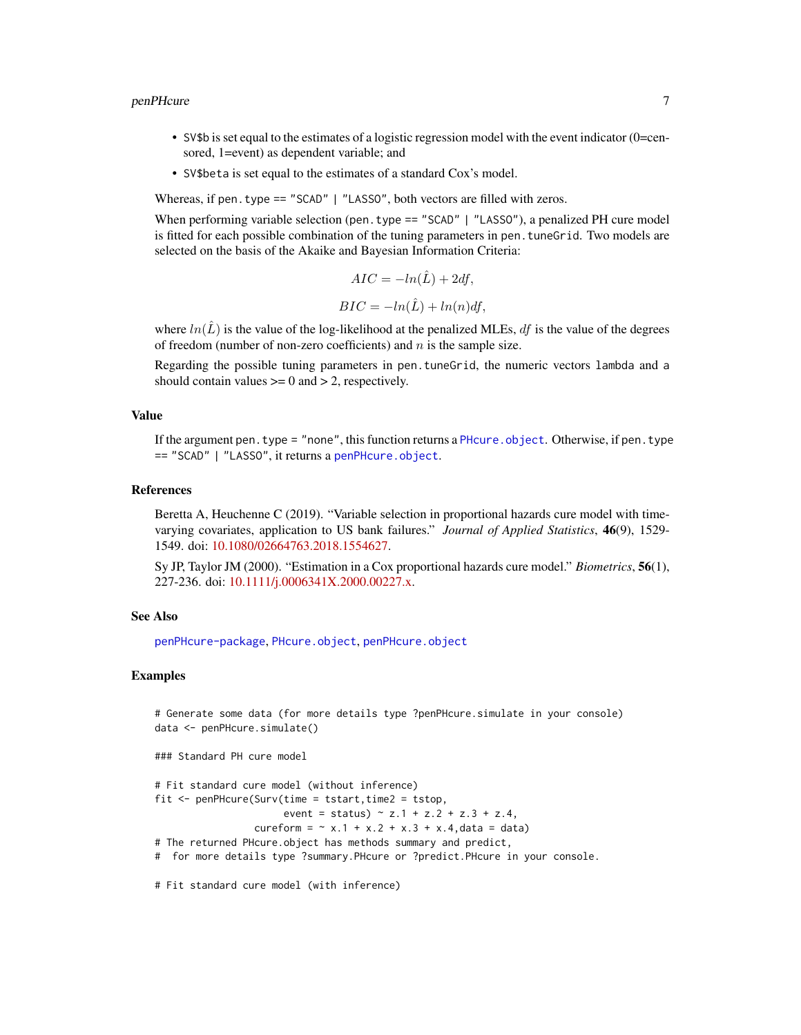- `SV$b` is set equal to the estimates of a logistic regression model with the event indicator (0=censored, 1=event) as dependent variable; and
- `SV$beta` is set equal to the estimates of a standard Cox's model.

Whereas, if `pen.type == "SCAD" | "LASSO"`, both vectors are filled with zeros.

When performing variable selection (`pen.type == "SCAD" | "LASSO"`), a penalized PH cure model is fitted for each possible combination of the tuning parameters in `pen.tuneGrid`. Two models are selected on the basis of the Akaike and Bayesian Information Criteria:

$$AIC = -ln(\hat{L}) + 2df,$$

$$BIC = -ln(\hat{L}) + ln(n)df,$$

where $ln(\hat{L})$ is the value of the log-likelihood at the penalized MLEs, $df$ is the value of the degrees of freedom (number of non-zero coefficients) and $n$ is the sample size.

Regarding the possible tuning parameters in `pen.tuneGrid`, the numeric vectors `lambda` and `a` should contain values >= 0 and > 2, respectively.

## Value

If the argument `pen.type = "none"`, this function returns a `PHcure.object`. Otherwise, if `pen.type == "SCAD" | "LASSO"`, it returns a `penPHcure.object`.

## References

Beretta A, Heuchenne C (2019). "Variable selection in proportional hazards cure model with time-varying covariates, application to US bank failures." *Journal of Applied Statistics*, **46**(9), 1529-1549. doi: 10.1080/02664763.2018.1554627.

Sy JP, Taylor JM (2000). "Estimation in a Cox proportional hazards cure model." *Biometrics*, **56**(1), 227-236. doi: 10.1111/j.0006341X.2000.00227.x.

## See Also

`penPHcure-package`, `PHcure.object`, `penPHcure.object`

## Examples

```
# Generate some data (for more details type ?penPHcure.simulate in your console)
data <- penPHcure.simulate()

### Standard PH cure model

# Fit standard cure model (without inference)
fit <- penPHcure(Surv(time = tstart,time2 = tstop,
                      event = status) ~ z.1 + z.2 + z.3 + z.4,
                 cureform = ~ x.1 + x.2 + x.3 + x.4,data = data)
# The returned PHcure.object has methods summary and predict,
#  for more details type ?summary.PHcure or ?predict.PHcure in your console.

# Fit standard cure model (with inference)
```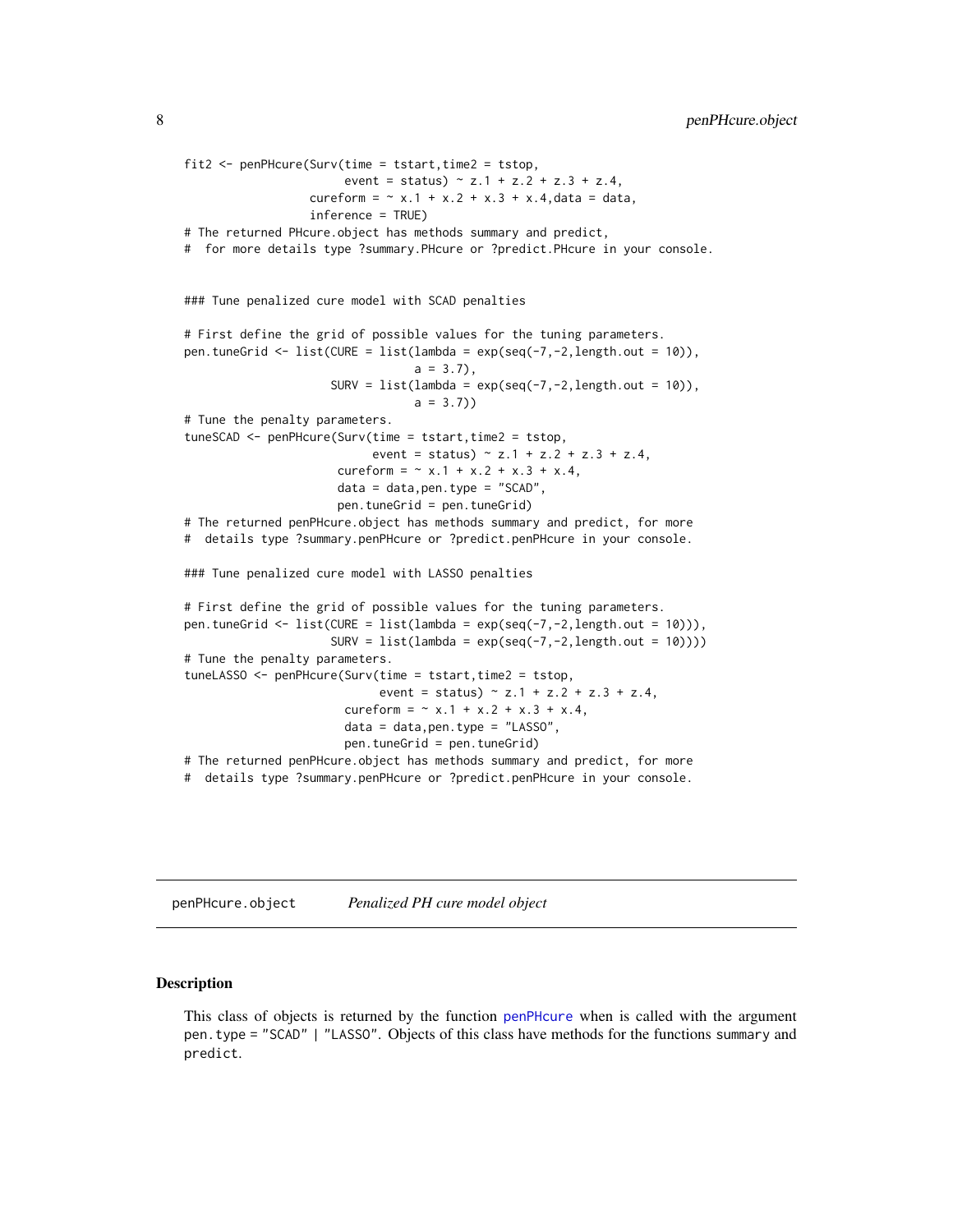```
fit2 <- penPHcure(Surv(time = tstart,time2 = tstop,
                       event = status) ~ z.1 + z.2 + z.3 + z.4,
                  cureform = ~ x.1 + x.2 + x.3 + x.4,data = data,
                  inference = TRUE)
# The returned PHcure.object has methods summary and predict,
#  for more details type ?summary.PHcure or ?predict.PHcure in your console.


### Tune penalized cure model with SCAD penalties

# First define the grid of possible values for the tuning parameters.
pen.tuneGrid <- list(CURE = list(lambda = exp(seq(-7,-2,length.out = 10)),
                                 a = 3.7),
                     SURV = list(lambda = exp(seq(-7,-2,length.out = 10)),
                                 a = 3.7))
# Tune the penalty parameters.
tuneSCAD <- penPHcure(Surv(time = tstart,time2 = tstop,
                           event = status) ~ z.1 + z.2 + z.3 + z.4,
                      cureform = ~ x.1 + x.2 + x.3 + x.4,
                      data = data,pen.type = "SCAD",
                      pen.tuneGrid = pen.tuneGrid)
# The returned penPHcure.object has methods summary and predict, for more
#  details type ?summary.penPHcure or ?predict.penPHcure in your console.

### Tune penalized cure model with LASSO penalties

# First define the grid of possible values for the tuning parameters.
pen.tuneGrid <- list(CURE = list(lambda = exp(seq(-7,-2,length.out = 10))),
                     SURV = list(lambda = exp(seq(-7,-2,length.out = 10))))
# Tune the penalty parameters.
tuneLASSO <- penPHcure(Surv(time = tstart,time2 = tstop,
                            event = status) ~ z.1 + z.2 + z.3 + z.4,
                       cureform = ~ x.1 + x.2 + x.3 + x.4,
                       data = data,pen.type = "LASSO",
                       pen.tuneGrid = pen.tuneGrid)
# The returned penPHcure.object has methods summary and predict, for more
#  details type ?summary.penPHcure or ?predict.penPHcure in your console.
```

## penPHcure.object — *Penalized PH cure model object*

### Description

This class of objects is returned by the function `penPHcure` when is called with the argument `pen.type = "SCAD" | "LASSO"`. Objects of this class have methods for the functions `summary` and `predict`.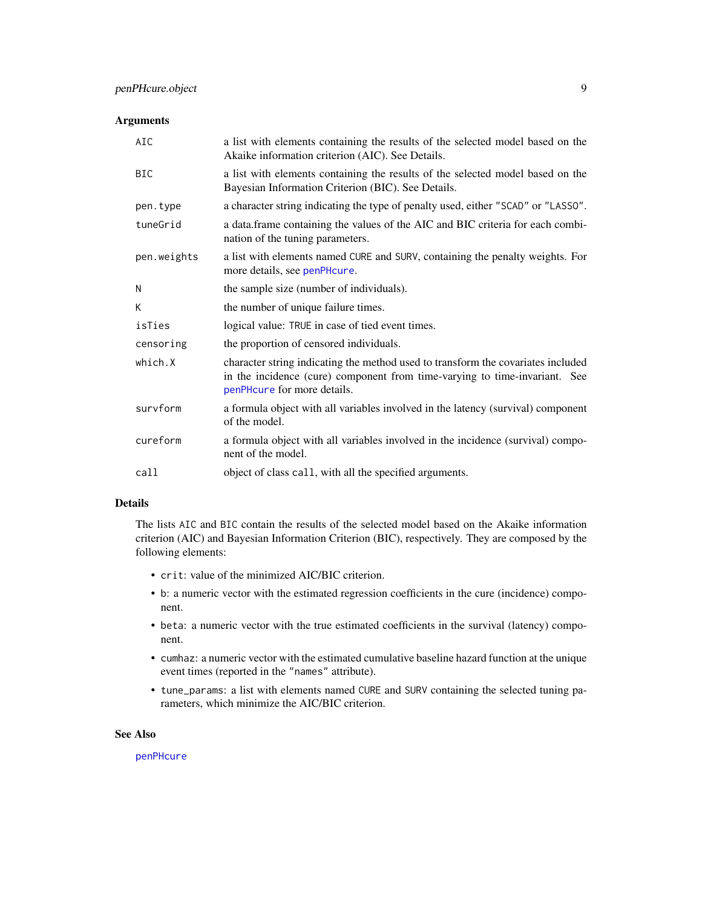## Arguments

| | |
|---|---|
| `AIC` | a list with elements containing the results of the selected model based on the Akaike information criterion (AIC). See Details. |
| `BIC` | a list with elements containing the results of the selected model based on the Bayesian Information Criterion (BIC). See Details. |
| `pen.type` | a character string indicating the type of penalty used, either `"SCAD"` or `"LASSO"`. |
| `tuneGrid` | a data.frame containing the values of the AIC and BIC criteria for each combination of the tuning parameters. |
| `pen.weights` | a list with elements named `CURE` and `SURV`, containing the penalty weights. For more details, see `penPHcure`. |
| `N` | the sample size (number of individuals). |
| `K` | the number of unique failure times. |
| `isTies` | logical value: `TRUE` in case of tied event times. |
| `censoring` | the proportion of censored individuals. |
| `which.X` | character string indicating the method used to transform the covariates included in the incidence (cure) component from time-varying to time-invariant. See `penPHcure` for more details. |
| `survform` | a formula object with all variables involved in the latency (survival) component of the model. |
| `cureform` | a formula object with all variables involved in the incidence (survival) component of the model. |
| `call` | object of class `call`, with all the specified arguments. |

## Details

The lists `AIC` and `BIC` contain the results of the selected model based on the Akaike information criterion (AIC) and Bayesian Information Criterion (BIC), respectively. They are composed by the following elements:

- `crit`: value of the minimized AIC/BIC criterion.
- `b`: a numeric vector with the estimated regression coefficients in the cure (incidence) component.
- `beta`: a numeric vector with the true estimated coefficients in the survival (latency) component.
- `cumhaz`: a numeric vector with the estimated cumulative baseline hazard function at the unique event times (reported in the `"names"` attribute).
- `tune_params`: a list with elements named `CURE` and `SURV` containing the selected tuning parameters, which minimize the AIC/BIC criterion.

## See Also

`penPHcure`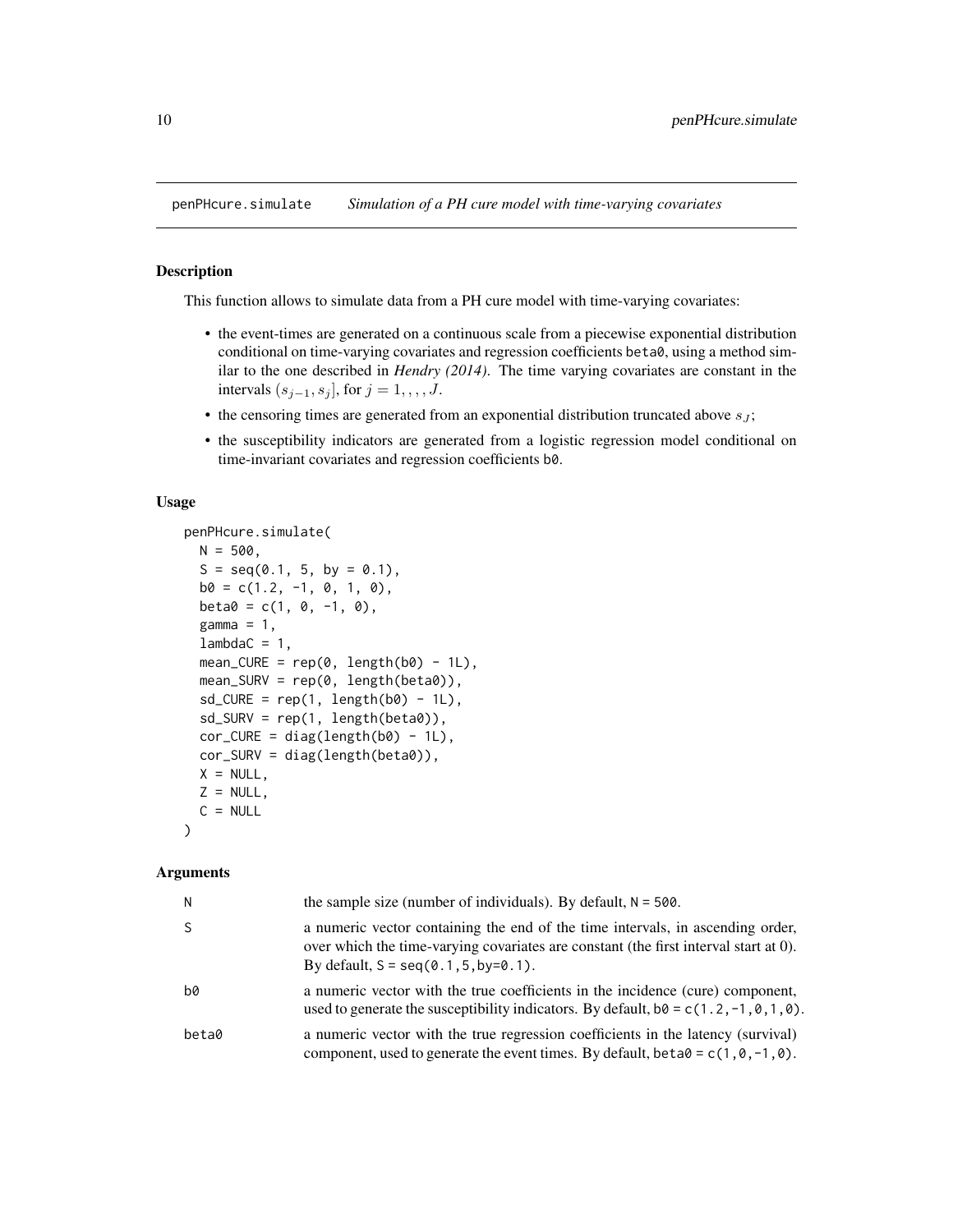## penPHcure.simulate — *Simulation of a PH cure model with time-varying covariates*

### Description

This function allows to simulate data from a PH cure model with time-varying covariates:

- the event-times are generated on a continuous scale from a piecewise exponential distribution conditional on time-varying covariates and regression coefficients beta0, using a method similar to the one described in *Hendry (2014)*. The time varying covariates are constant in the intervals $(s_{j-1}, s_j]$, for $j = 1, , , , J$.
- the censoring times are generated from an exponential distribution truncated above $s_J$;
- the susceptibility indicators are generated from a logistic regression model conditional on time-invariant covariates and regression coefficients b0.

### Usage

```
penPHcure.simulate(
  N = 500,
  S = seq(0.1, 5, by = 0.1),
  b0 = c(1.2, -1, 0, 1, 0),
  beta0 = c(1, 0, -1, 0),
  gamma = 1,
  lambdaC = 1,
  mean_CURE = rep(0, length(b0) - 1L),
  mean_SURV = rep(0, length(beta0)),
  sd_CURE = rep(1, length(b0) - 1L),
  sd_SURV = rep(1, length(beta0)),
  cor_CURE = diag(length(b0) - 1L),
  cor_SURV = diag(length(beta0)),
  X = NULL,
  Z = NULL,
  C = NULL
)
```

### Arguments

| | |
|---|---|
| N | the sample size (number of individuals). By default, N = 500. |
| S | a numeric vector containing the end of the time intervals, in ascending order, over which the time-varying covariates are constant (the first interval start at 0). By default, S = seq(0.1,5,by=0.1). |
| b0 | a numeric vector with the true coefficients in the incidence (cure) component, used to generate the susceptibility indicators. By default, b0 = c(1.2,-1,0,1,0). |
| beta0 | a numeric vector with the true regression coefficients in the latency (survival) component, used to generate the event times. By default, beta0 = c(1,0,-1,0). |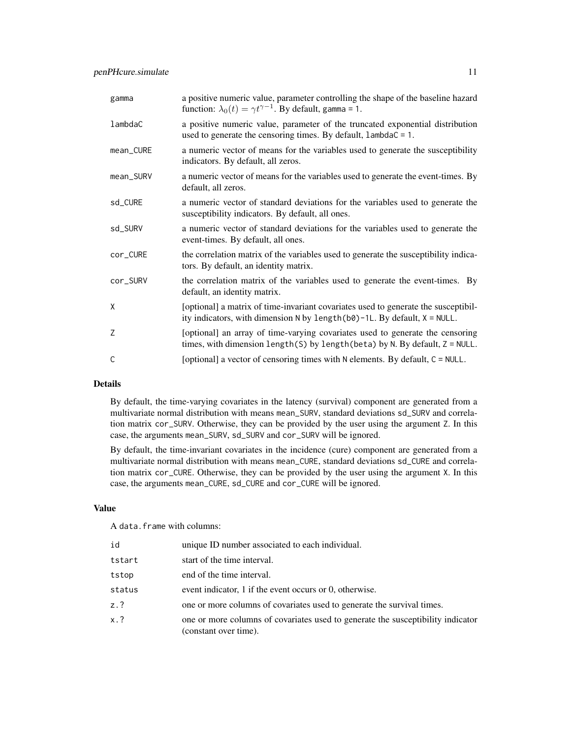| | |
|---|---|
| gamma | a positive numeric value, parameter controlling the shape of the baseline hazard function: $\lambda_0(t) = \gamma t^{\gamma-1}$. By default, gamma = 1. |
| lambdaC | a positive numeric value, parameter of the truncated exponential distribution used to generate the censoring times. By default, lambdaC = 1. |
| mean_CURE | a numeric vector of means for the variables used to generate the susceptibility indicators. By default, all zeros. |
| mean_SURV | a numeric vector of means for the variables used to generate the event-times. By default, all zeros. |
| sd_CURE | a numeric vector of standard deviations for the variables used to generate the susceptibility indicators. By default, all ones. |
| sd_SURV | a numeric vector of standard deviations for the variables used to generate the event-times. By default, all ones. |
| cor_CURE | the correlation matrix of the variables used to generate the susceptibility indicators. By default, an identity matrix. |
| cor_SURV | the correlation matrix of the variables used to generate the event-times. By default, an identity matrix. |
| X | [optional] a matrix of time-invariant covariates used to generate the susceptibility indicators, with dimension N by length(b0)-1L. By default, X = NULL. |
| Z | [optional] an array of time-varying covariates used to generate the censoring times, with dimension length(S) by length(beta) by N. By default, Z = NULL. |
| C | [optional] a vector of censoring times with N elements. By default, C = NULL. |

## Details

By default, the time-varying covariates in the latency (survival) component are generated from a multivariate normal distribution with means mean_SURV, standard deviations sd_SURV and correlation matrix cor_SURV. Otherwise, they can be provided by the user using the argument Z. In this case, the arguments mean_SURV, sd_SURV and cor_SURV will be ignored.

By default, the time-invariant covariates in the incidence (cure) component are generated from a multivariate normal distribution with means mean_CURE, standard deviations sd_CURE and correlation matrix cor_CURE. Otherwise, they can be provided by the user using the argument X. In this case, the arguments mean_CURE, sd_CURE and cor_CURE will be ignored.

## Value

A data.frame with columns:

| | |
|---|---|
| id | unique ID number associated to each individual. |
| tstart | start of the time interval. |
| tstop | end of the time interval. |
| status | event indicator, 1 if the event occurs or 0, otherwise. |
| z.? | one or more columns of covariates used to generate the survival times. |
| x.? | one or more columns of covariates used to generate the susceptibility indicator (constant over time). |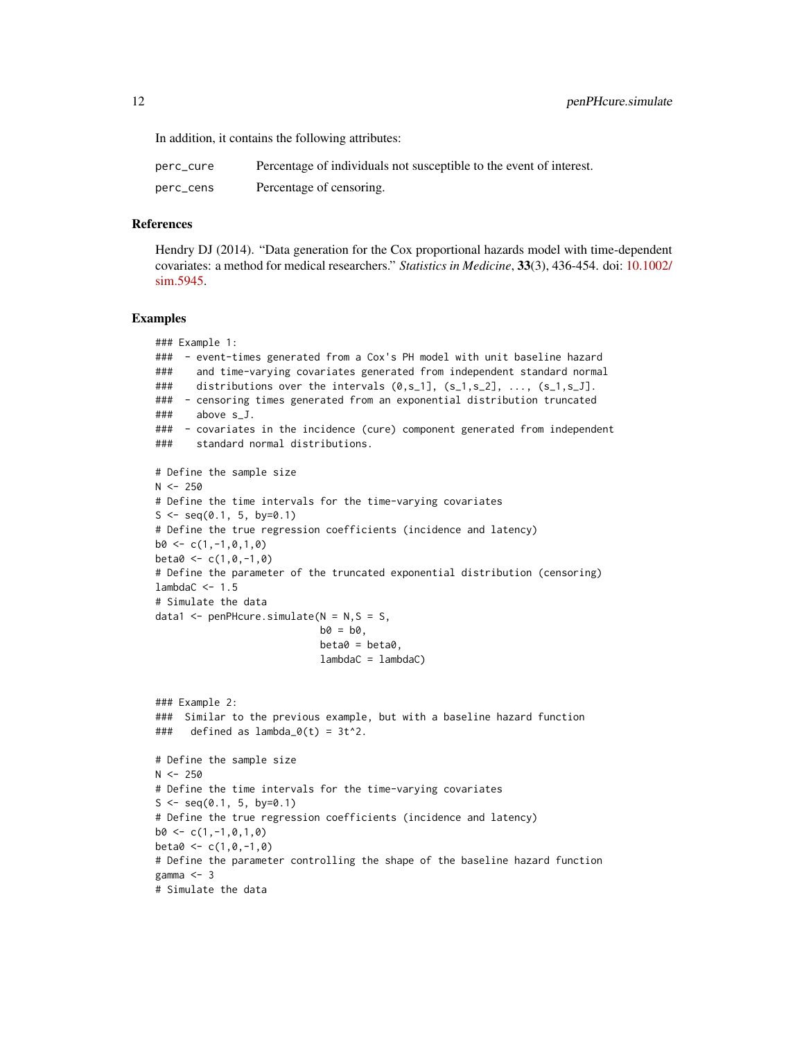In addition, it contains the following attributes:

| | |
|---|---|
| perc_cure | Percentage of individuals not susceptible to the event of interest. |
| perc_cens | Percentage of censoring. |

## References

Hendry DJ (2014). "Data generation for the Cox proportional hazards model with time-dependent covariates: a method for medical researchers." *Statistics in Medicine*, **33**(3), 436-454. doi: 10.1002/sim.5945.

## Examples

```
### Example 1:
###  - event-times generated from a Cox's PH model with unit baseline hazard
###    and time-varying covariates generated from independent standard normal
###    distributions over the intervals (0,s_1], (s_1,s_2], ..., (s_1,s_J].
###  - censoring times generated from an exponential distribution truncated
###    above s_J.
###  - covariates in the incidence (cure) component generated from independent
###    standard normal distributions.

# Define the sample size
N <- 250
# Define the time intervals for the time-varying covariates
S <- seq(0.1, 5, by=0.1)
# Define the true regression coefficients (incidence and latency)
b0 <- c(1,-1,0,1,0)
beta0 <- c(1,0,-1,0)
# Define the parameter of the truncated exponential distribution (censoring)
lambdaC <- 1.5
# Simulate the data
data1 <- penPHcure.simulate(N = N,S = S,
                            b0 = b0,
                            beta0 = beta0,
                            lambdaC = lambdaC)


### Example 2:
###  Similar to the previous example, but with a baseline hazard function
###   defined as lambda_0(t) = 3t^2.

# Define the sample size
N <- 250
# Define the time intervals for the time-varying covariates
S <- seq(0.1, 5, by=0.1)
# Define the true regression coefficients (incidence and latency)
b0 <- c(1,-1,0,1,0)
beta0 <- c(1,0,-1,0)
# Define the parameter controlling the shape of the baseline hazard function
gamma <- 3
# Simulate the data
```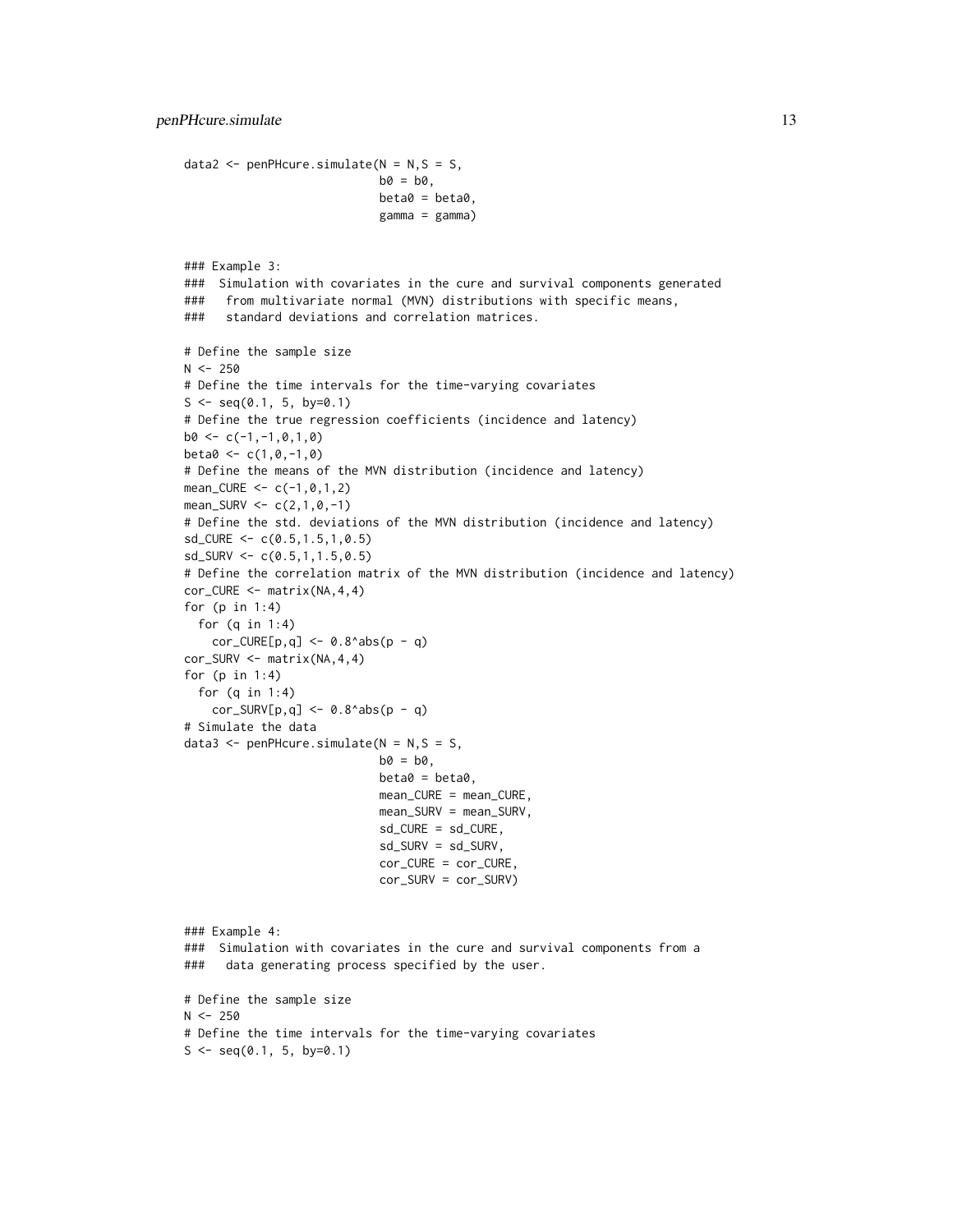```
data2 <- penPHcure.simulate(N = N,S = S,
                            b0 = b0,
                            beta0 = beta0,
                            gamma = gamma)


### Example 3:
###  Simulation with covariates in the cure and survival components generated
###   from multivariate normal (MVN) distributions with specific means,
###   standard deviations and correlation matrices.

# Define the sample size
N <- 250
# Define the time intervals for the time-varying covariates
S <- seq(0.1, 5, by=0.1)
# Define the true regression coefficients (incidence and latency)
b0 <- c(-1,-1,0,1,0)
beta0 <- c(1,0,-1,0)
# Define the means of the MVN distribution (incidence and latency)
mean_CURE <- c(-1,0,1,2)
mean_SURV <- c(2,1,0,-1)
# Define the std. deviations of the MVN distribution (incidence and latency)
sd_CURE <- c(0.5,1.5,1,0.5)
sd_SURV <- c(0.5,1,1.5,0.5)
# Define the correlation matrix of the MVN distribution (incidence and latency)
cor_CURE <- matrix(NA,4,4)
for (p in 1:4)
  for (q in 1:4)
    cor_CURE[p,q] <- 0.8^abs(p - q)
cor_SURV <- matrix(NA,4,4)
for (p in 1:4)
  for (q in 1:4)
    cor_SURV[p,q] <- 0.8^abs(p - q)
# Simulate the data
data3 <- penPHcure.simulate(N = N,S = S,
                            b0 = b0,
                            beta0 = beta0,
                            mean_CURE = mean_CURE,
                            mean_SURV = mean_SURV,
                            sd_CURE = sd_CURE,
                            sd_SURV = sd_SURV,
                            cor_CURE = cor_CURE,
                            cor_SURV = cor_SURV)


### Example 4:
###  Simulation with covariates in the cure and survival components from a
###   data generating process specified by the user.

# Define the sample size
N <- 250
# Define the time intervals for the time-varying covariates
S <- seq(0.1, 5, by=0.1)
```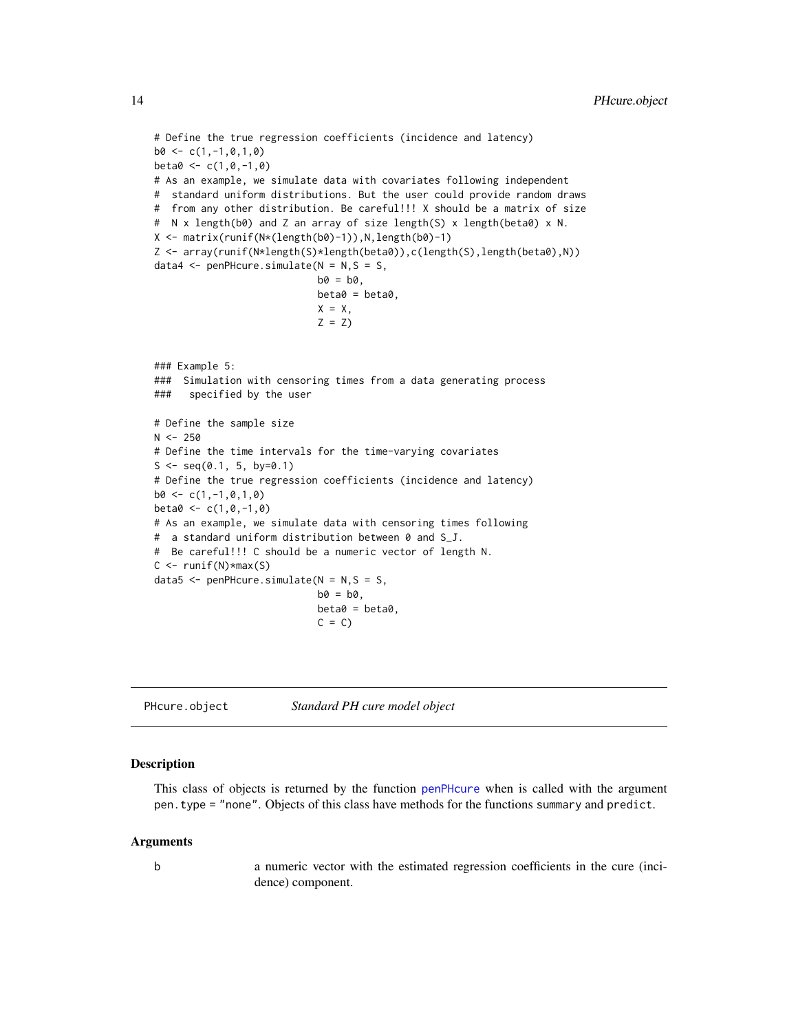```
# Define the true regression coefficients (incidence and latency)
b0 <- c(1,-1,0,1,0)
beta0 <- c(1,0,-1,0)
# As an example, we simulate data with covariates following independent
#  standard uniform distributions. But the user could provide random draws
#  from any other distribution. Be careful!!! X should be a matrix of size
#  N x length(b0) and Z an array of size length(S) x length(beta0) x N.
X <- matrix(runif(N*(length(b0)-1)),N,length(b0)-1)
Z <- array(runif(N*length(S)*length(beta0)),c(length(S),length(beta0),N))
data4 <- penPHcure.simulate(N = N,S = S,
                            b0 = b0,
                            beta0 = beta0,
                            X = X,
                            Z = Z)


### Example 5:
###  Simulation with censoring times from a data generating process
###   specified by the user

# Define the sample size
N <- 250
# Define the time intervals for the time-varying covariates
S <- seq(0.1, 5, by=0.1)
# Define the true regression coefficients (incidence and latency)
b0 <- c(1,-1,0,1,0)
beta0 <- c(1,0,-1,0)
# As an example, we simulate data with censoring times following
#  a standard uniform distribution between 0 and S_J.
#  Be careful!!! C should be a numeric vector of length N.
C <- runif(N)*max(S)
data5 <- penPHcure.simulate(N = N,S = S,
                            b0 = b0,
                            beta0 = beta0,
                            C = C)
```

---

PHcure.object *Standard PH cure model object*

---

## Description

This class of objects is returned by the function penPHcure when is called with the argument pen.type = "none". Objects of this class have methods for the functions summary and predict.

## Arguments

b a numeric vector with the estimated regression coefficients in the cure (incidence) component.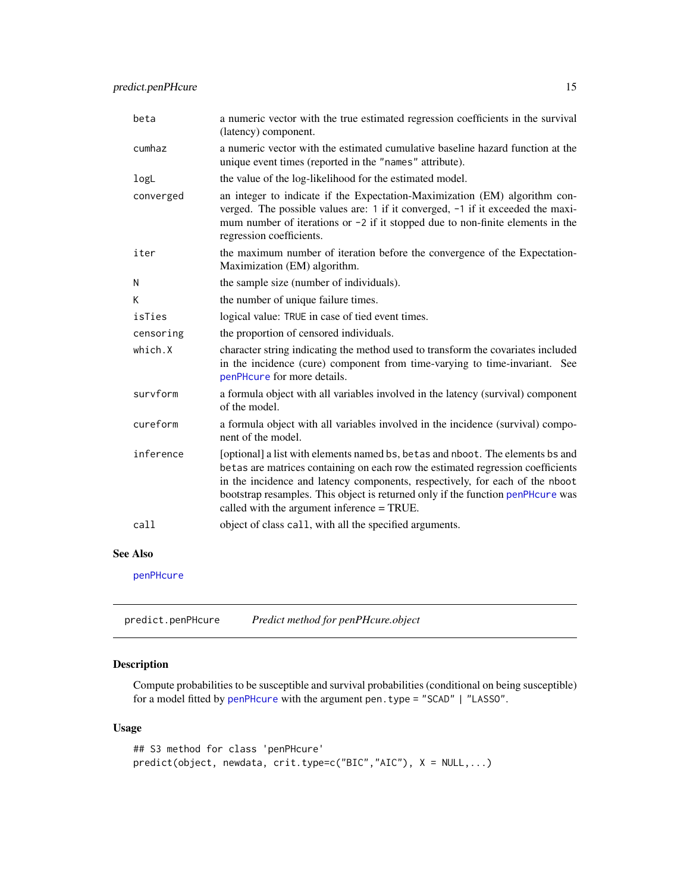| | |
|---|---|
| beta | a numeric vector with the true estimated regression coefficients in the survival (latency) component. |
| cumhaz | a numeric vector with the estimated cumulative baseline hazard function at the unique event times (reported in the "names" attribute). |
| logL | the value of the log-likelihood for the estimated model. |
| converged | an integer to indicate if the Expectation-Maximization (EM) algorithm converged. The possible values are: 1 if it converged, -1 if it exceeded the maximum number of iterations or -2 if it stopped due to non-finite elements in the regression coefficients. |
| iter | the maximum number of iteration before the convergence of the Expectation-Maximization (EM) algorithm. |
| N | the sample size (number of individuals). |
| K | the number of unique failure times. |
| isTies | logical value: TRUE in case of tied event times. |
| censoring | the proportion of censored individuals. |
| which.X | character string indicating the method used to transform the covariates included in the incidence (cure) component from time-varying to time-invariant. See penPHcure for more details. |
| survform | a formula object with all variables involved in the latency (survival) component of the model. |
| cureform | a formula object with all variables involved in the incidence (survival) component of the model. |
| inference | [optional] a list with elements named bs, betas and nboot. The elements bs and betas are matrices containing on each row the estimated regression coefficients in the incidence and latency components, respectively, for each of the nboot bootstrap resamples. This object is returned only if the function penPHcure was called with the argument inference = TRUE. |
| call | object of class call, with all the specified arguments. |

### See Also

penPHcure

---

## predict.penPHcure — *Predict method for penPHcure.object*

---

### Description

Compute probabilities to be susceptible and survival probabilities (conditional on being susceptible) for a model fitted by penPHcure with the argument pen.type = "SCAD" | "LASSO".

### Usage

```
## S3 method for class 'penPHcure'
predict(object, newdata, crit.type=c("BIC","AIC"), X = NULL,...)
```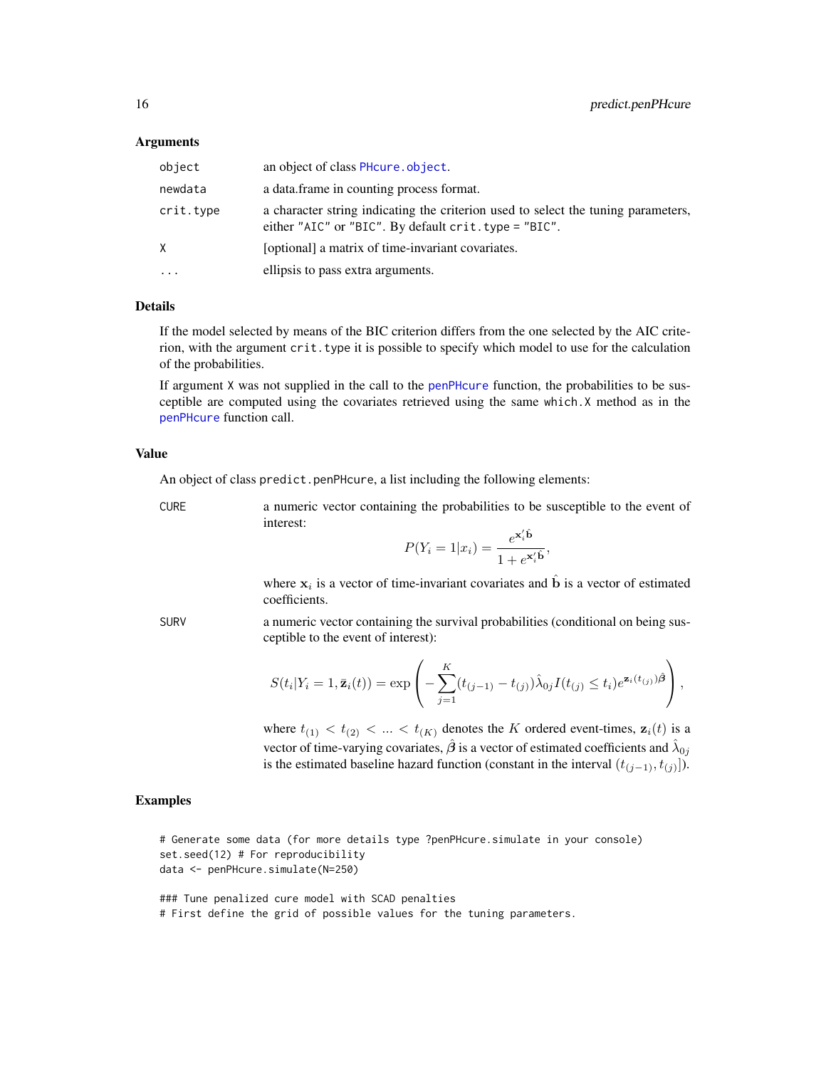### Arguments

| | |
|---|---|
| `object` | an object of class `PHcure.object`. |
| `newdata` | a data.frame in counting process format. |
| `crit.type` | a character string indicating the criterion used to select the tuning parameters, either "AIC" or "BIC". By default `crit.type = "BIC"`. |
| `X` | [optional] a matrix of time-invariant covariates. |
| `...` | ellipsis to pass extra arguments. |

### Details

If the model selected by means of the BIC criterion differs from the one selected by the AIC criterion, with the argument `crit.type` it is possible to specify which model to use for the calculation of the probabilities.

If argument `X` was not supplied in the call to the `penPHcure` function, the probabilities to be susceptible are computed using the covariates retrieved using the same `which.X` method as in the `penPHcure` function call.

### Value

An object of class `predict.penPHcure`, a list including the following elements:

`CURE` a numeric vector containing the probabilities to be susceptible to the event of interest:

$$P(Y_i = 1|x_i) = \frac{e^{\mathbf{x}_i'\hat{\mathbf{b}}}}{1 + e^{\mathbf{x}_i'\hat{\mathbf{b}}}},$$

where $\mathbf{x}_i$ is a vector of time-invariant covariates and $\hat{\mathbf{b}}$ is a vector of estimated coefficients.

`SURV` a numeric vector containing the survival probabilities (conditional on being susceptible to the event of interest):

$$S(t_i|Y_i = 1, \bar{\mathbf{z}}_i(t)) = \exp\left(-\sum_{j=1}^{K}(t_{(j-1)} - t_{(j)})\hat{\lambda}_{0j} I(t_{(j)} \leq t_i) e^{\mathbf{z}_i(t_{(j)})\hat{\boldsymbol{\beta}}}\right),$$

where $t_{(1)} < t_{(2)} < ... < t_{(K)}$ denotes the $K$ ordered event-times, $\mathbf{z}_i(t)$ is a vector of time-varying covariates, $\hat{\boldsymbol{\beta}}$ is a vector of estimated coefficients and $\hat{\lambda}_{0j}$ is the estimated baseline hazard function (constant in the interval $(t_{(j-1)}, t_{(j)}]$).

### Examples

```
# Generate some data (for more details type ?penPHcure.simulate in your console)
set.seed(12) # For reproducibility
data <- penPHcure.simulate(N=250)

### Tune penalized cure model with SCAD penalties
# First define the grid of possible values for the tuning parameters.
```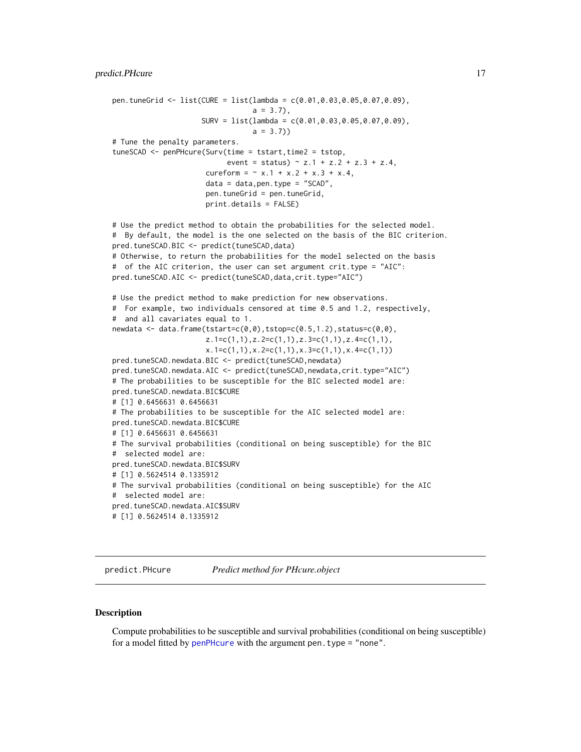```
pen.tuneGrid <- list(CURE = list(lambda = c(0.01,0.03,0.05,0.07,0.09),
                                  a = 3.7),
                     SURV = list(lambda = c(0.01,0.03,0.05,0.07,0.09),
                                  a = 3.7))
# Tune the penalty parameters.
tuneSCAD <- penPHcure(Surv(time = tstart,time2 = tstop,
                            event = status) ~ z.1 + z.2 + z.3 + z.4,
                      cureform = ~ x.1 + x.2 + x.3 + x.4,
                      data = data,pen.type = "SCAD",
                      pen.tuneGrid = pen.tuneGrid,
                      print.details = FALSE)

# Use the predict method to obtain the probabilities for the selected model.
#  By default, the model is the one selected on the basis of the BIC criterion.
pred.tuneSCAD.BIC <- predict(tuneSCAD,data)
# Otherwise, to return the probabilities for the model selected on the basis
#  of the AIC criterion, the user can set argument crit.type = "AIC":
pred.tuneSCAD.AIC <- predict(tuneSCAD,data,crit.type="AIC")

# Use the predict method to make prediction for new observations.
#  For example, two individuals censored at time 0.5 and 1.2, respectively,
#  and all cavariates equal to 1.
newdata <- data.frame(tstart=c(0,0),tstop=c(0.5,1.2),status=c(0,0),
                      z.1=c(1,1),z.2=c(1,1),z.3=c(1,1),z.4=c(1,1),
                      x.1=c(1,1),x.2=c(1,1),x.3=c(1,1),x.4=c(1,1))
pred.tuneSCAD.newdata.BIC <- predict(tuneSCAD,newdata)
pred.tuneSCAD.newdata.AIC <- predict(tuneSCAD,newdata,crit.type="AIC")
# The probabilities to be susceptible for the BIC selected model are:
pred.tuneSCAD.newdata.BIC$CURE
# [1] 0.6456631 0.6456631
# The probabilities to be susceptible for the AIC selected model are:
pred.tuneSCAD.newdata.BIC$CURE
# [1] 0.6456631 0.6456631
# The survival probabilities (conditional on being susceptible) for the BIC
#  selected model are:
pred.tuneSCAD.newdata.BIC$SURV
# [1] 0.5624514 0.1335912
# The survival probabilities (conditional on being susceptible) for the AIC
#  selected model are:
pred.tuneSCAD.newdata.AIC$SURV
# [1] 0.5624514 0.1335912
```

## predict.PHcure — *Predict method for PHcure.object*

### Description

Compute probabilities to be susceptible and survival probabilities (conditional on being susceptible) for a model fitted by penPHcure with the argument pen.type = "none".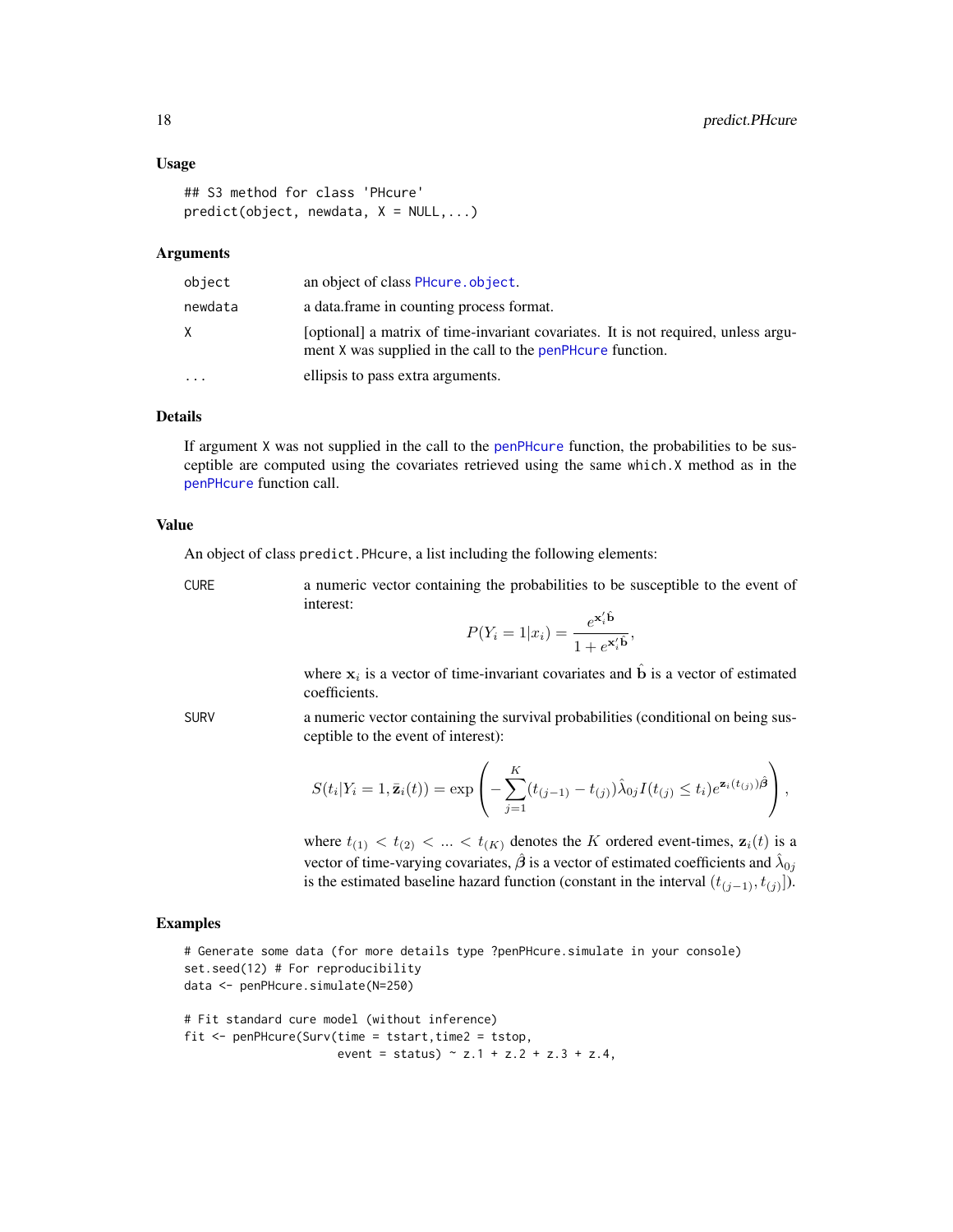### Usage

```
## S3 method for class 'PHcure'
predict(object, newdata, X = NULL,...)
```

### Arguments

| | |
|---|---|
| object | an object of class PHcure.object. |
| newdata | a data.frame in counting process format. |
| X | [optional] a matrix of time-invariant covariates. It is not required, unless argument X was supplied in the call to the penPHcure function. |
| ... | ellipsis to pass extra arguments. |

### Details

If argument X was not supplied in the call to the penPHcure function, the probabilities to be susceptible are computed using the covariates retrieved using the same which.X method as in the penPHcure function call.

### Value

An object of class predict.PHcure, a list including the following elements:

**CURE** a numeric vector containing the probabilities to be susceptible to the event of interest:

$$P(Y_i = 1|x_i) = \frac{e^{\mathbf{x}_i' \hat{\mathbf{b}}}}{1 + e^{\mathbf{x}_i' \hat{\mathbf{b}}}},$$

where $\mathbf{x}_i$ is a vector of time-invariant covariates and $\hat{\mathbf{b}}$ is a vector of estimated coefficients.

**SURV** a numeric vector containing the survival probabilities (conditional on being susceptible to the event of interest):

$$S(t_i|Y_i = 1, \bar{\mathbf{z}}_i(t)) = \exp\left( - \sum_{j=1}^{K} (t_{(j-1)} - t_{(j)}) \hat{\lambda}_{0j} I(t_{(j)} \le t_i) e^{\mathbf{z}_i(t_{(j)}) \hat{\boldsymbol{\beta}}} \right),$$

where $t_{(1)} < t_{(2)} < ... < t_{(K)}$ denotes the $K$ ordered event-times, $\mathbf{z}_i(t)$ is a vector of time-varying covariates, $\hat{\boldsymbol{\beta}}$ is a vector of estimated coefficients and $\hat{\lambda}_{0j}$ is the estimated baseline hazard function (constant in the interval $(t_{(j-1)}, t_{(j)}]$).

### Examples

```
# Generate some data (for more details type ?penPHcure.simulate in your console)
set.seed(12) # For reproducibility
data <- penPHcure.simulate(N=250)

# Fit standard cure model (without inference)
fit <- penPHcure(Surv(time = tstart,time2 = tstop,
                      event = status) ~ z.1 + z.2 + z.3 + z.4,
```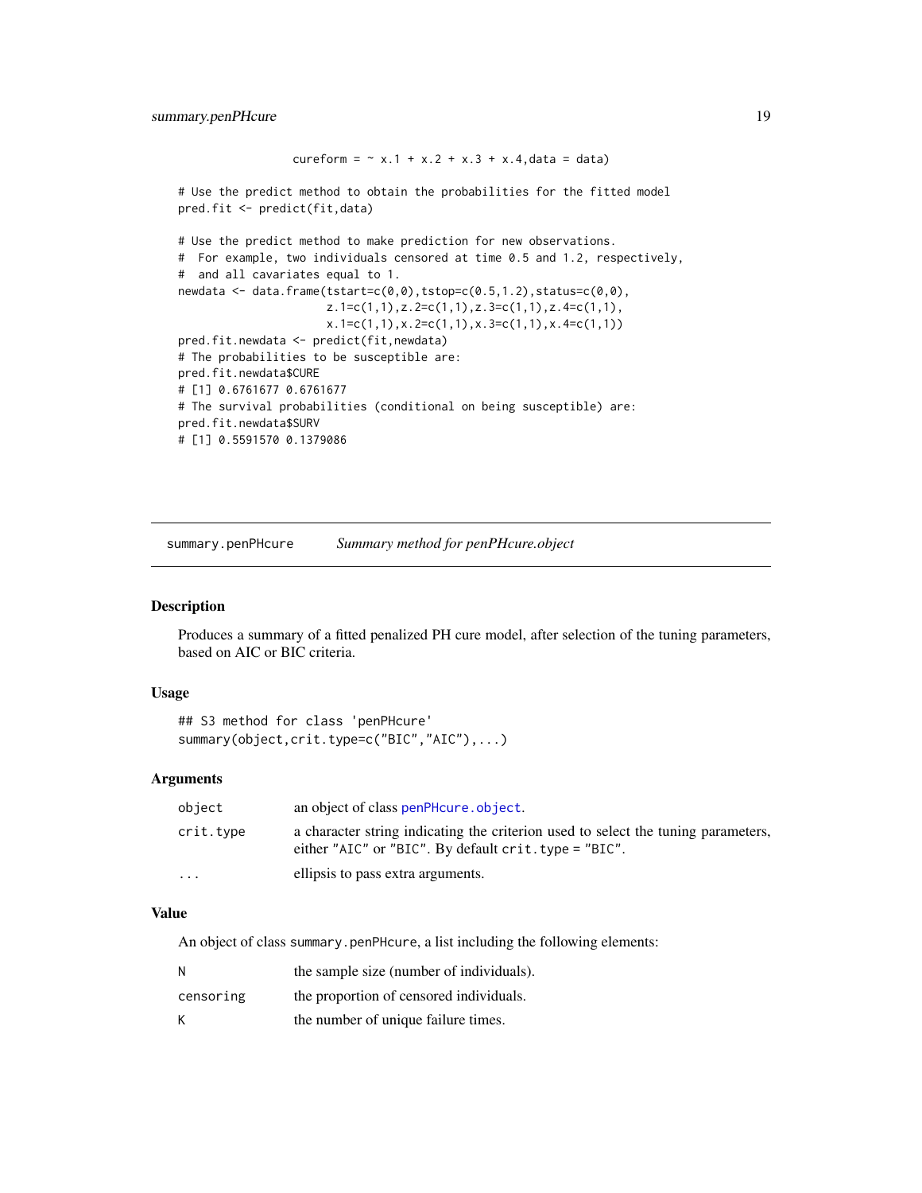```
                  cureform = ~ x.1 + x.2 + x.3 + x.4,data = data)

# Use the predict method to obtain the probabilities for the fitted model
pred.fit <- predict(fit,data)

# Use the predict method to make prediction for new observations.
#  For example, two individuals censored at time 0.5 and 1.2, respectively,
#  and all cavariates equal to 1.
newdata <- data.frame(tstart=c(0,0),tstop=c(0.5,1.2),status=c(0,0),
                      z.1=c(1,1),z.2=c(1,1),z.3=c(1,1),z.4=c(1,1),
                      x.1=c(1,1),x.2=c(1,1),x.3=c(1,1),x.4=c(1,1))
pred.fit.newdata <- predict(fit,newdata)
# The probabilities to be susceptible are:
pred.fit.newdata$CURE
# [1] 0.6761677 0.6761677
# The survival probabilities (conditional on being susceptible) are:
pred.fit.newdata$SURV
# [1] 0.5591570 0.1379086
```

## summary.penPHcure — *Summary method for penPHcure.object*

### Description

Produces a summary of a fitted penalized PH cure model, after selection of the tuning parameters, based on AIC or BIC criteria.

### Usage

```
## S3 method for class 'penPHcure'
summary(object,crit.type=c("BIC","AIC"),...)
```

### Arguments

| | |
|---|---|
| `object` | an object of class `penPHcure.object`. |
| `crit.type` | a character string indicating the criterion used to select the tuning parameters, either `"AIC"` or `"BIC"`. By default `crit.type = "BIC"`. |
| `...` | ellipsis to pass extra arguments. |

### Value

An object of class `summary.penPHcure`, a list including the following elements:

| | |
|---|---|
| `N` | the sample size (number of individuals). |
| `censoring` | the proportion of censored individuals. |
| `K` | the number of unique failure times. |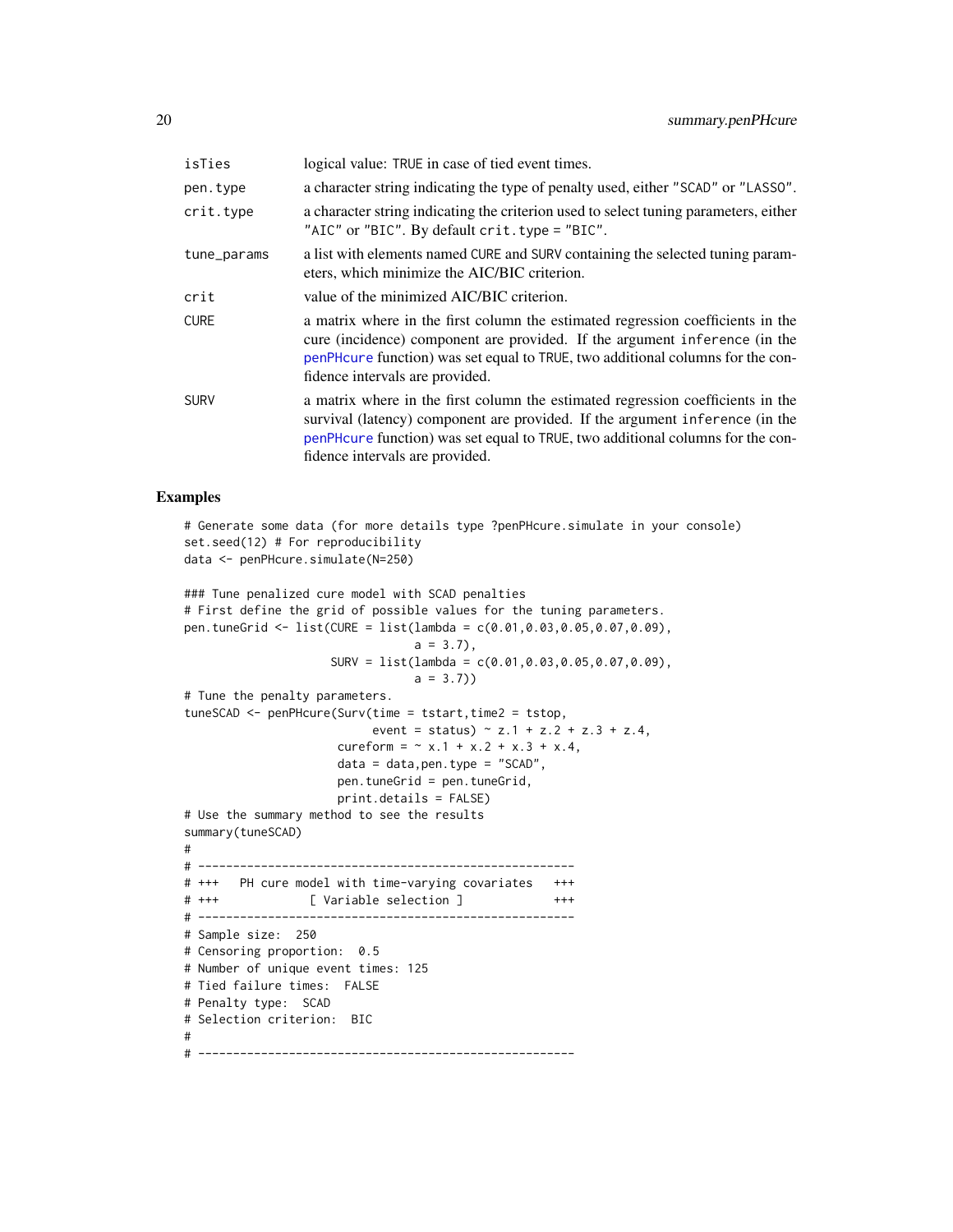| | |
|---|---|
| isTies | logical value: TRUE in case of tied event times. |
| pen.type | a character string indicating the type of penalty used, either "SCAD" or "LASSO". |
| crit.type | a character string indicating the criterion used to select tuning parameters, either "AIC" or "BIC". By default crit.type = "BIC". |
| tune_params | a list with elements named CURE and SURV containing the selected tuning parameters, which minimize the AIC/BIC criterion. |
| crit | value of the minimized AIC/BIC criterion. |
| CURE | a matrix where in the first column the estimated regression coefficients in the cure (incidence) component are provided. If the argument inference (in the penPHcure function) was set equal to TRUE, two additional columns for the confidence intervals are provided. |
| SURV | a matrix where in the first column the estimated regression coefficients in the survival (latency) component are provided. If the argument inference (in the penPHcure function) was set equal to TRUE, two additional columns for the confidence intervals are provided. |

## Examples

```
# Generate some data (for more details type ?penPHcure.simulate in your console)
set.seed(12) # For reproducibility
data <- penPHcure.simulate(N=250)

### Tune penalized cure model with SCAD penalties
# First define the grid of possible values for the tuning parameters.
pen.tuneGrid <- list(CURE = list(lambda = c(0.01,0.03,0.05,0.07,0.09),
                                 a = 3.7),
                     SURV = list(lambda = c(0.01,0.03,0.05,0.07,0.09),
                                 a = 3.7))
# Tune the penalty parameters.
tuneSCAD <- penPHcure(Surv(time = tstart,time2 = tstop,
                           event = status) ~ z.1 + z.2 + z.3 + z.4,
                      cureform = ~ x.1 + x.2 + x.3 + x.4,
                      data = data,pen.type = "SCAD",
                      pen.tuneGrid = pen.tuneGrid,
                      print.details = FALSE)
# Use the summary method to see the results
summary(tuneSCAD)
#
# ------------------------------------------------------
# +++   PH cure model with time-varying covariates   +++
# +++            [ Variable selection ]              +++
# ------------------------------------------------------
# Sample size:  250
# Censoring proportion:  0.5
# Number of unique event times: 125
# Tied failure times:  FALSE
# Penalty type:  SCAD
# Selection criterion:  BIC
#
# ------------------------------------------------------
```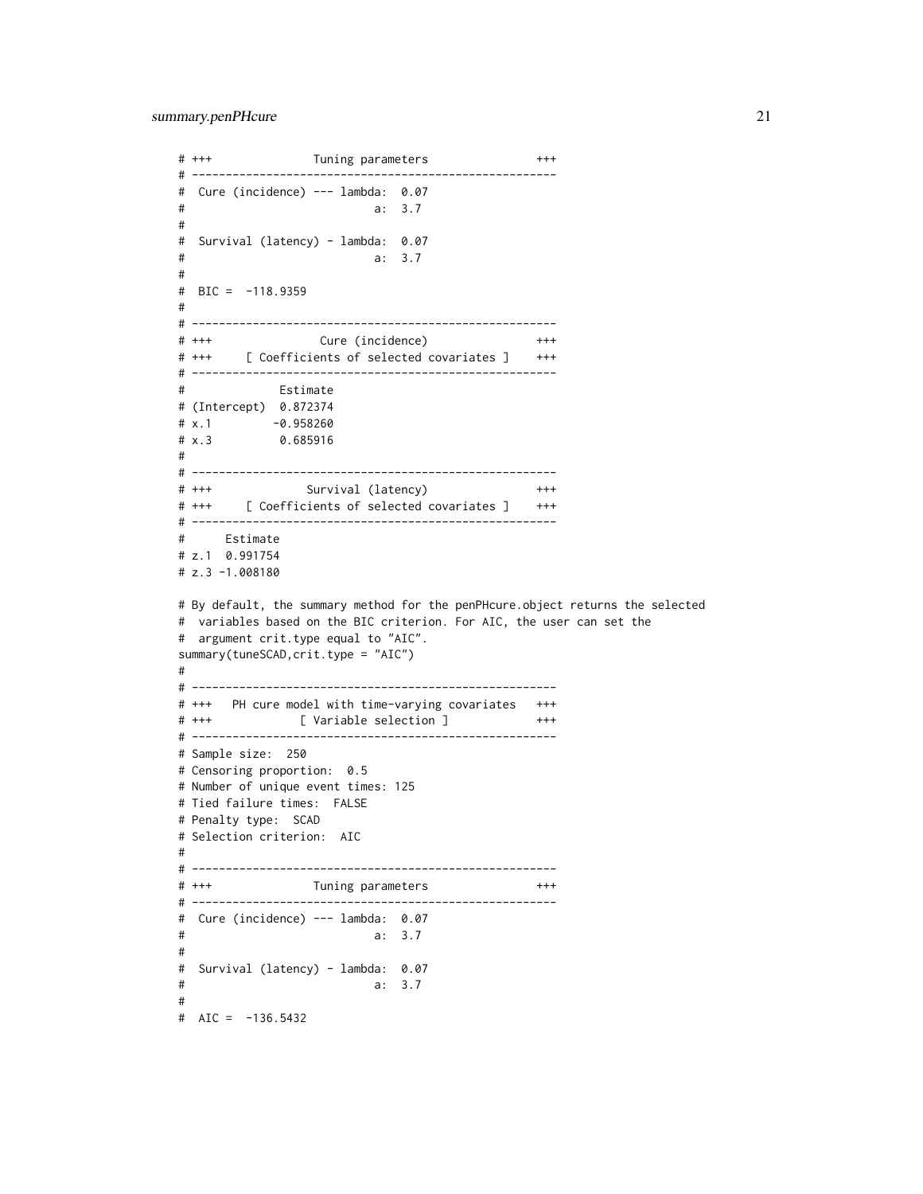```
# +++               Tuning parameters               +++
# -----------------------------------------------------
#  Cure (incidence) --- lambda:  0.07
#                            a:  3.7
#
#  Survival (latency) - lambda:  0.07
#                            a:  3.7
#
#  BIC =  -118.9359
#
# -----------------------------------------------------
# +++               Cure (incidence)                +++
# +++     [ Coefficients of selected covariates ]   +++
# -----------------------------------------------------
#              Estimate
# (Intercept)  0.872374
# x.1         -0.958260
# x.3          0.685916
#
# -----------------------------------------------------
# +++              Survival (latency)               +++
# +++     [ Coefficients of selected covariates ]   +++
# -----------------------------------------------------
#      Estimate
# z.1  0.991754
# z.3 -1.008180

# By default, the summary method for the penPHcure.object returns the selected
#  variables based on the BIC criterion. For AIC, the user can set the
#  argument crit.type equal to "AIC".
summary(tuneSCAD,crit.type = "AIC")
#
# -----------------------------------------------------
# +++   PH cure model with time-varying covariates   +++
# +++             [ Variable selection ]             +++
# -----------------------------------------------------
# Sample size:  250
# Censoring proportion:  0.5
# Number of unique event times: 125
# Tied failure times:  FALSE
# Penalty type:  SCAD
# Selection criterion:  AIC
#
# -----------------------------------------------------
# +++               Tuning parameters               +++
# -----------------------------------------------------
#  Cure (incidence) --- lambda:  0.07
#                            a:  3.7
#
#  Survival (latency) - lambda:  0.07
#                            a:  3.7
#
#  AIC =  -136.5432
```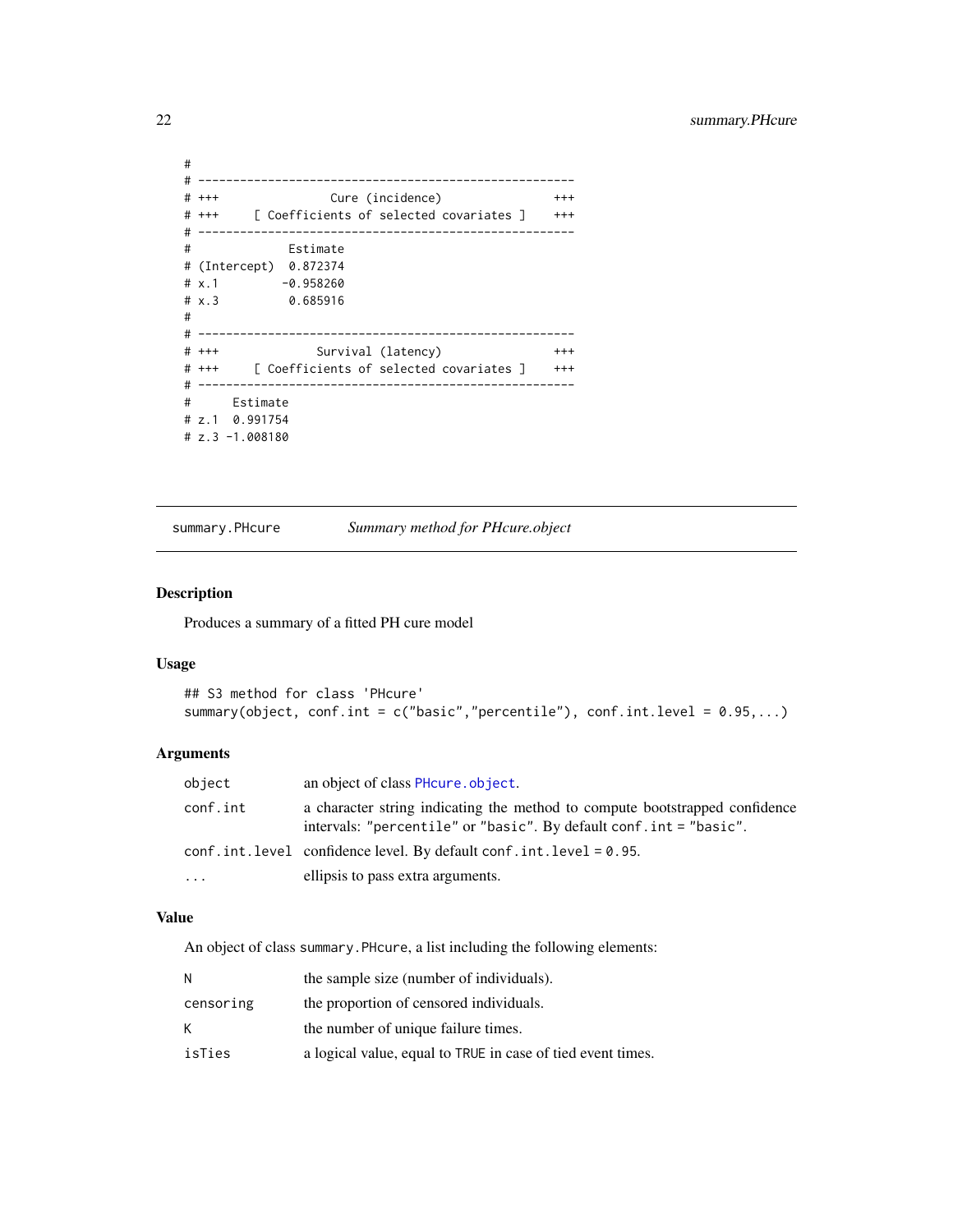```
#
# ------------------------------------------------------
# +++               Cure (incidence)               +++
# +++     [ Coefficients of selected covariates ]    +++
# ------------------------------------------------------
#             Estimate
# (Intercept)  0.872374
# x.1         -0.958260
# x.3          0.685916
#
# ------------------------------------------------------
# +++             Survival (latency)               +++
# +++     [ Coefficients of selected covariates ]    +++
# ------------------------------------------------------
#      Estimate
# z.1  0.991754
# z.3 -1.008180
```

---

`summary.PHcure` *Summary method for PHcure.object*

---

### Description

Produces a summary of a fitted PH cure model

### Usage

```
## S3 method for class 'PHcure'
summary(object, conf.int = c("basic","percentile"), conf.int.level = 0.95,...)
```

### Arguments

| | |
|---|---|
| `object` | an object of class `PHcure.object`. |
| `conf.int` | a character string indicating the method to compute bootstrapped confidence intervals: `"percentile"` or `"basic"`. By default `conf.int = "basic"`. |
| `conf.int.level` | confidence level. By default `conf.int.level = 0.95`. |
| `...` | ellipsis to pass extra arguments. |

### Value

An object of class `summary.PHcure`, a list including the following elements:

| | |
|---|---|
| `N` | the sample size (number of individuals). |
| `censoring` | the proportion of censored individuals. |
| `K` | the number of unique failure times. |
| `isTies` | a logical value, equal to `TRUE` in case of tied event times. |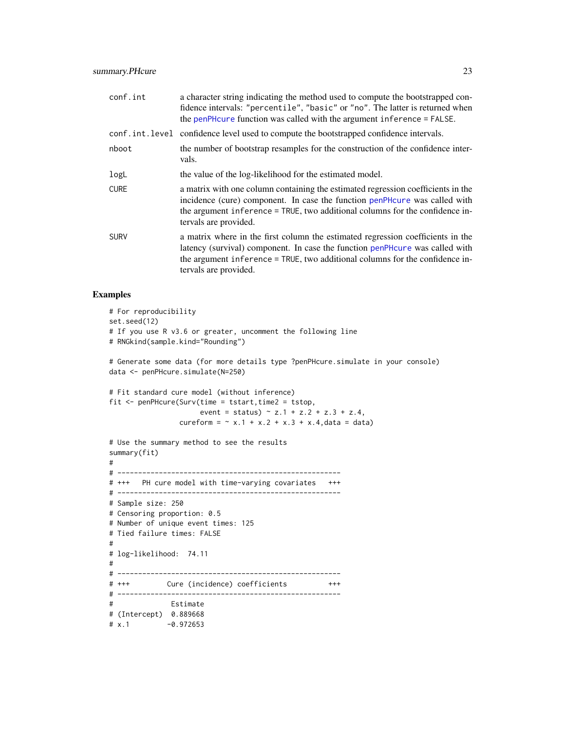conf.int
: a character string indicating the method used to compute the bootstrapped confidence intervals: "percentile", "basic" or "no". The latter is returned when the penPHcure function was called with the argument inference = FALSE.

conf.int.level
: confidence level used to compute the bootstrapped confidence intervals.

nboot
: the number of bootstrap resamples for the construction of the confidence intervals.

logL
: the value of the log-likelihood for the estimated model.

CURE
: a matrix with one column containing the estimated regression coefficients in the incidence (cure) component. In case the function penPHcure was called with the argument inference = TRUE, two additional columns for the confidence intervals are provided.

SURV
: a matrix where in the first column the estimated regression coefficients in the latency (survival) component. In case the function penPHcure was called with the argument inference = TRUE, two additional columns for the confidence intervals are provided.

## Examples

```
# For reproducibility
set.seed(12)
# If you use R v3.6 or greater, uncomment the following line
# RNGkind(sample.kind="Rounding")

# Generate some data (for more details type ?penPHcure.simulate in your console)
data <- penPHcure.simulate(N=250)

# Fit standard cure model (without inference)
fit <- penPHcure(Surv(time = tstart,time2 = tstop,
                      event = status) ~ z.1 + z.2 + z.3 + z.4,
                 cureform = ~ x.1 + x.2 + x.3 + x.4,data = data)

# Use the summary method to see the results
summary(fit)
#
# ------------------------------------------------------
# +++   PH cure model with time-varying covariates   +++
# ------------------------------------------------------
# Sample size: 250
# Censoring proportion: 0.5
# Number of unique event times: 125
# Tied failure times: FALSE
#
# log-likelihood:  74.11
#
# ------------------------------------------------------
# +++         Cure (incidence) coefficients         +++
# ------------------------------------------------------
#              Estimate
# (Intercept)  0.889668
# x.1         -0.972653
```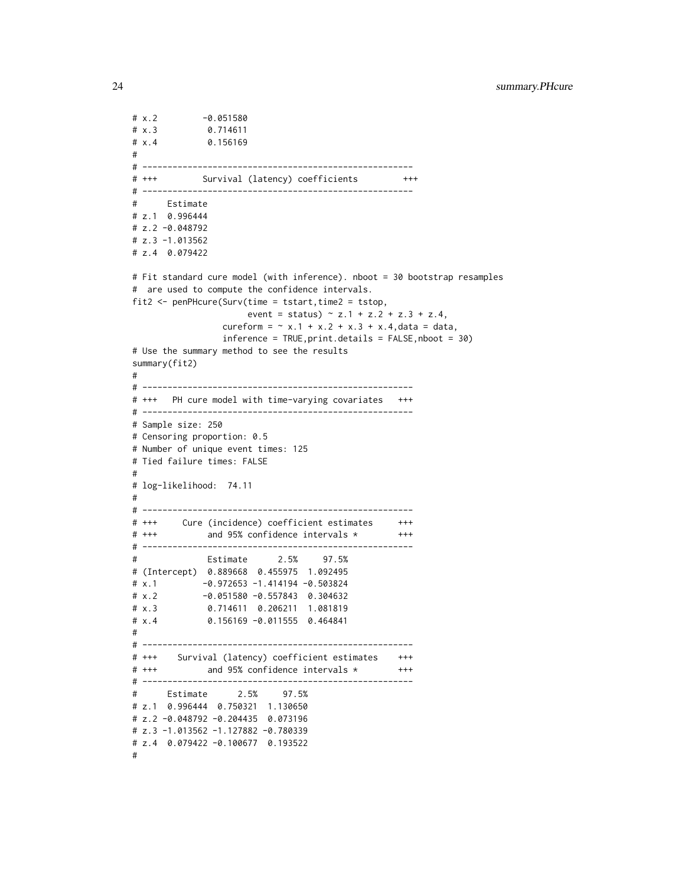```
# x.2         -0.051580
# x.3          0.714611
# x.4          0.156169
#
# ------------------------------------------------------
# +++         Survival (latency) coefficients         +++
# ------------------------------------------------------
#      Estimate
# z.1  0.996444
# z.2 -0.048792
# z.3 -1.013562
# z.4  0.079422

# Fit standard cure model (with inference). nboot = 30 bootstrap resamples
#  are used to compute the confidence intervals.
fit2 <- penPHcure(Surv(time = tstart,time2 = tstop,
                       event = status) ~ z.1 + z.2 + z.3 + z.4,
                  cureform = ~ x.1 + x.2 + x.3 + x.4,data = data,
                  inference = TRUE,print.details = FALSE,nboot = 30)
# Use the summary method to see the results
summary(fit2)
#
# ------------------------------------------------------
# +++   PH cure model with time-varying covariates   +++
# ------------------------------------------------------
# Sample size: 250
# Censoring proportion: 0.5
# Number of unique event times: 125
# Tied failure times: FALSE
#
# log-likelihood:  74.11
#
# ------------------------------------------------------
# +++     Cure (incidence) coefficient estimates     +++
# +++          and 95% confidence intervals *        +++
# ------------------------------------------------------
#             Estimate      2.5%     97.5%
# (Intercept)  0.889668  0.455975  1.092495
# x.1         -0.972653 -1.414194 -0.503824
# x.2         -0.051580 -0.557843  0.304632
# x.3          0.714611  0.206211  1.081819
# x.4          0.156169 -0.011555  0.464841
#
# ------------------------------------------------------
# +++    Survival (latency) coefficient estimates    +++
# +++          and 95% confidence intervals *        +++
# ------------------------------------------------------
#      Estimate      2.5%     97.5%
# z.1  0.996444  0.750321  1.130650
# z.2 -0.048792 -0.204435  0.073196
# z.3 -1.013562 -1.127882 -0.780339
# z.4  0.079422 -0.100677  0.193522
#
```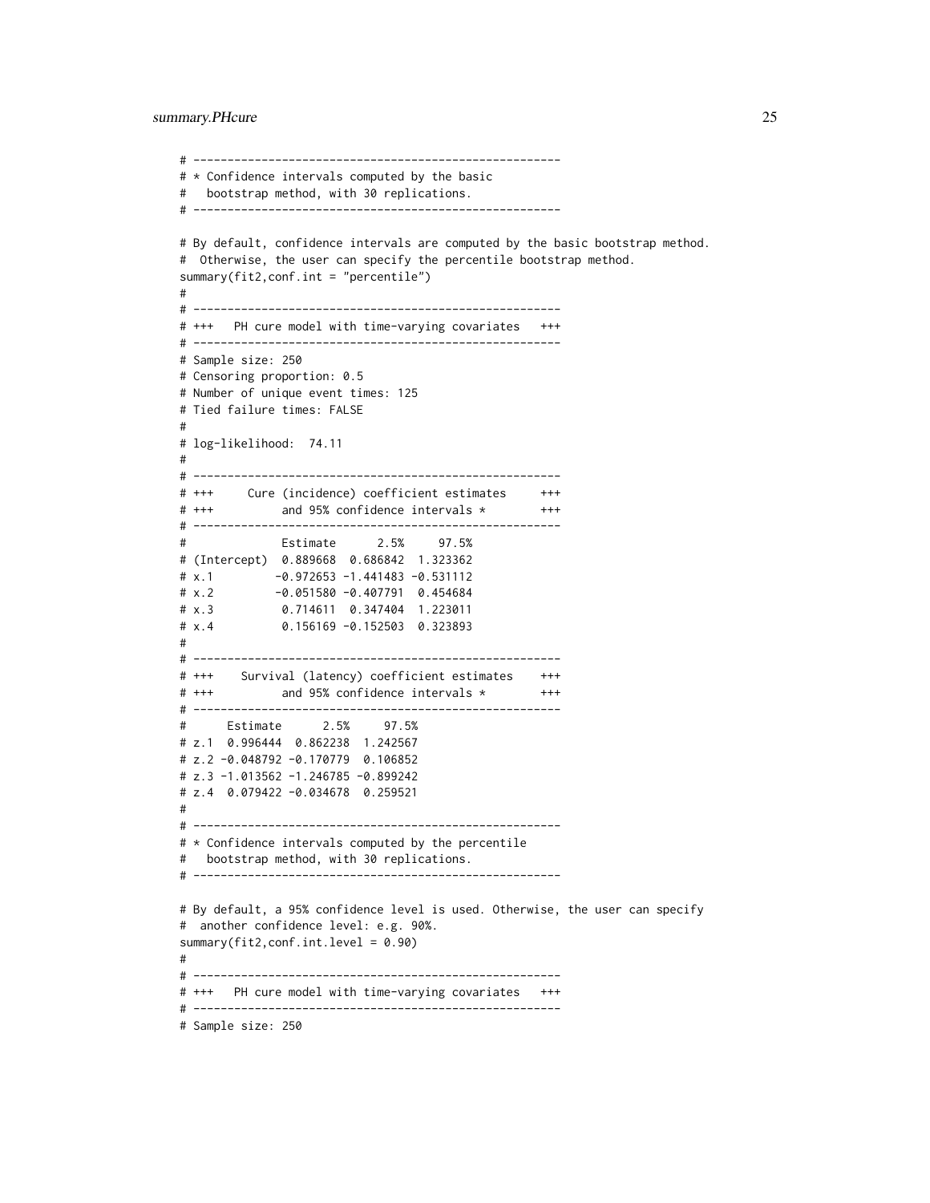```
# ------------------------------------------------------
# * Confidence intervals computed by the basic
#   bootstrap method, with 30 replications.
# ------------------------------------------------------

# By default, confidence intervals are computed by the basic bootstrap method.
#  Otherwise, the user can specify the percentile bootstrap method.
summary(fit2,conf.int = "percentile")
#
# ------------------------------------------------------
# +++   PH cure model with time-varying covariates   +++
# ------------------------------------------------------
# Sample size: 250
# Censoring proportion: 0.5
# Number of unique event times: 125
# Tied failure times: FALSE
#
# log-likelihood:  74.11
#
# ------------------------------------------------------
# +++     Cure (incidence) coefficient estimates     +++
# +++          and 95% confidence intervals *        +++
# ------------------------------------------------------
#              Estimate      2.5%     97.5%
# (Intercept)  0.889668  0.686842  1.323362
# x.1         -0.972653 -1.441483 -0.531112
# x.2         -0.051580 -0.407791  0.454684
# x.3          0.714611  0.347404  1.223011
# x.4          0.156169 -0.152503  0.323893
#
# ------------------------------------------------------
# +++    Survival (latency) coefficient estimates    +++
# +++          and 95% confidence intervals *        +++
# ------------------------------------------------------
#      Estimate      2.5%     97.5%
# z.1  0.996444  0.862238  1.242567
# z.2 -0.048792 -0.170779  0.106852
# z.3 -1.013562 -1.246785 -0.899242
# z.4  0.079422 -0.034678  0.259521
#
# ------------------------------------------------------
# * Confidence intervals computed by the percentile
#   bootstrap method, with 30 replications.
# ------------------------------------------------------

# By default, a 95% confidence level is used. Otherwise, the user can specify
#  another confidence level: e.g. 90%.
summary(fit2,conf.int.level = 0.90)
#
# ------------------------------------------------------
# +++   PH cure model with time-varying covariates   +++
# ------------------------------------------------------
# Sample size: 250
```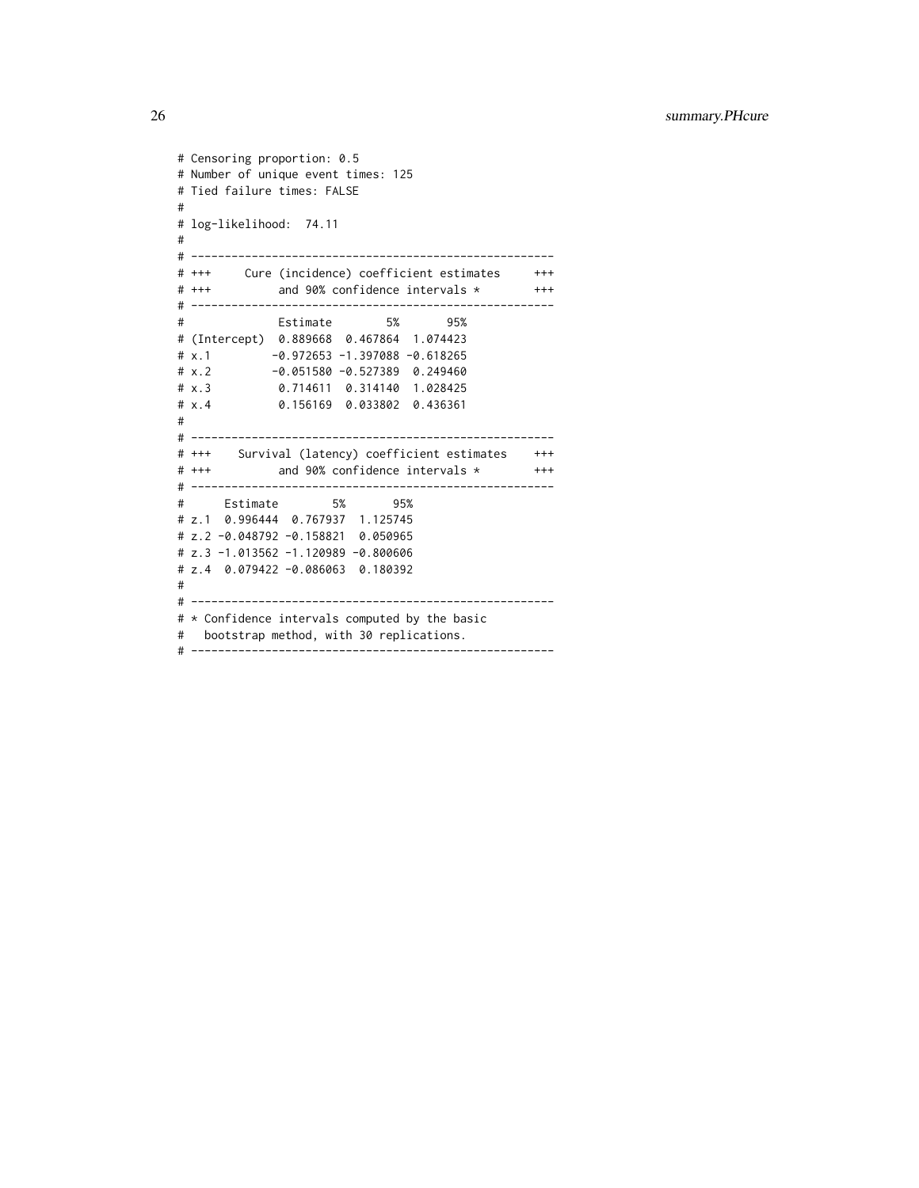```
# Censoring proportion: 0.5
# Number of unique event times: 125
# Tied failure times: FALSE
#
# log-likelihood:  74.11
#
# ------------------------------------------------------
# +++     Cure (incidence) coefficient estimates     +++
# +++          and 90% confidence intervals *        +++
# ------------------------------------------------------
#              Estimate        5%       95%
# (Intercept)  0.889668  0.467864  1.074423
# x.1         -0.972653 -1.397088 -0.618265
# x.2         -0.051580 -0.527389  0.249460
# x.3          0.714611  0.314140  1.028425
# x.4          0.156169  0.033802  0.436361
#
# ------------------------------------------------------
# +++    Survival (latency) coefficient estimates    +++
# +++          and 90% confidence intervals *        +++
# ------------------------------------------------------
#      Estimate        5%       95%
# z.1  0.996444  0.767937  1.125745
# z.2 -0.048792 -0.158821  0.050965
# z.3 -1.013562 -1.120989 -0.800606
# z.4  0.079422 -0.086063  0.180392
#
# ------------------------------------------------------
# * Confidence intervals computed by the basic
#   bootstrap method, with 30 replications.
# ------------------------------------------------------
```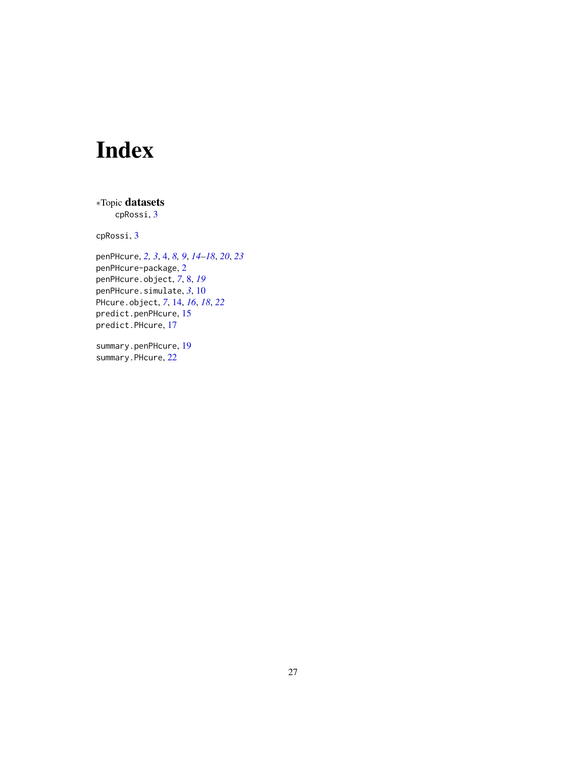# Index

*Topic **datasets**

    cpRossi, 3

cpRossi, 3

penPHcure, *2, 3*, 4, *8, 9*, *14–18*, *20*, *23*
penPHcure-package, 2
penPHcure.object, *7*, 8, *19*
penPHcure.simulate, *3*, 10
PHcure.object, *7*, 14, *16*, *18*, *22*
predict.penPHcure, 15
predict.PHcure, 17

summary.penPHcure, 19
summary.PHcure, 22